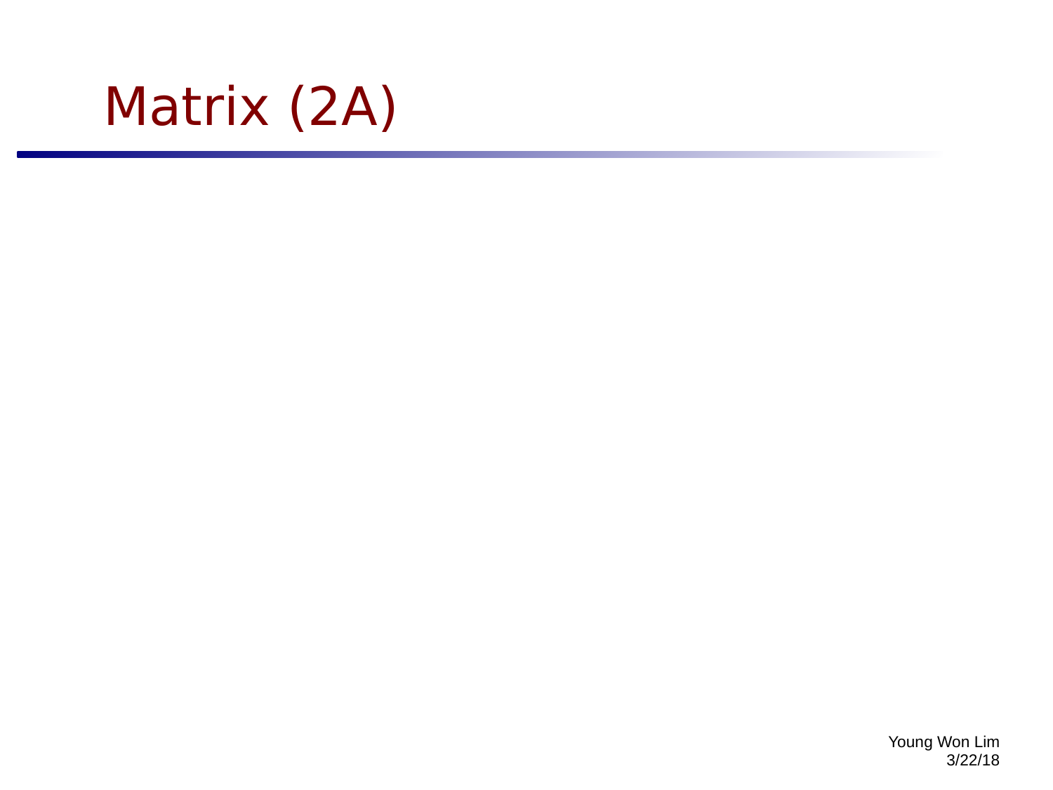# Matrix (2A)

Young Won Lim
3/22/18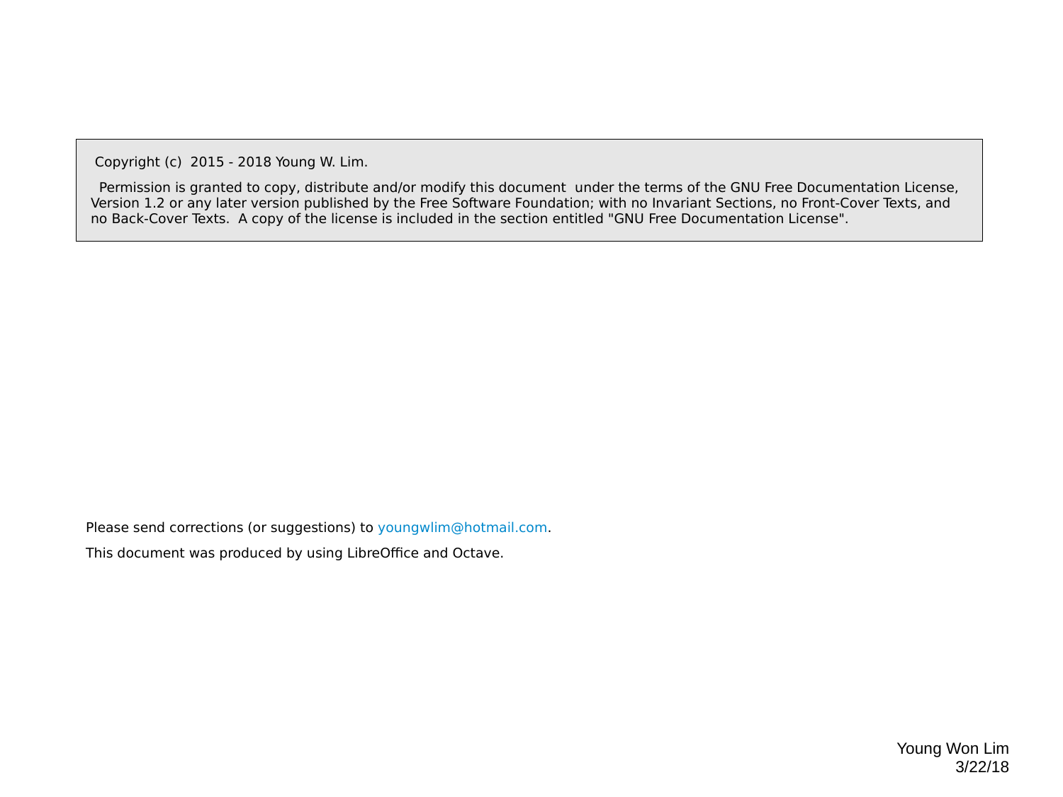Copyright (c) 2015 - 2018 Young W. Lim.

Permission is granted to copy, distribute and/or modify this document under the terms of the GNU Free Documentation License, Version 1.2 or any later version published by the Free Software Foundation; with no Invariant Sections, no Front-Cover Texts, and no Back-Cover Texts. A copy of the license is included in the section entitled "GNU Free Documentation License".

Please send corrections (or suggestions) to youngwlim@hotmail.com.

This document was produced by using LibreOffice and Octave.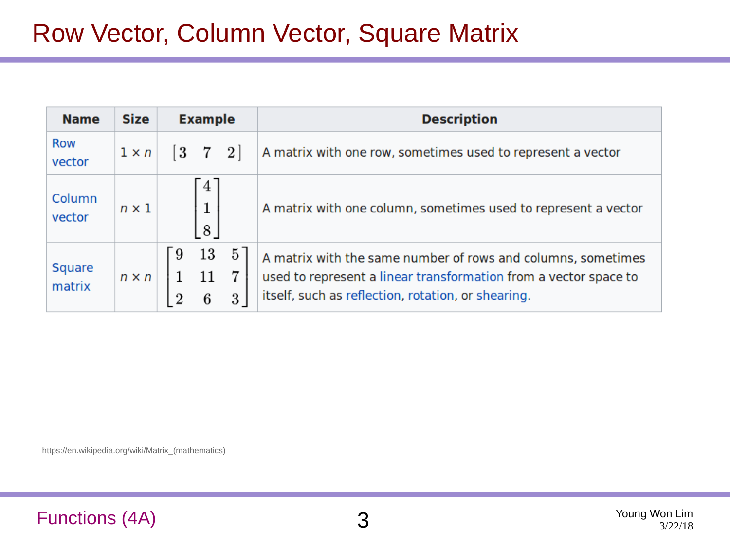# Row Vector, Column Vector, Square Matrix

| Name | Size | Example | Description |
|---|---|---|---|
| Row vector | $1 \times n$ | $\begin{bmatrix} 3 & 7 & 2 \end{bmatrix}$ | A matrix with one row, sometimes used to represent a vector |
| Column vector | $n \times 1$ | $\begin{bmatrix} 4 \\ 1 \\ 8 \end{bmatrix}$ | A matrix with one column, sometimes used to represent a vector |
| Square matrix | $n \times n$ | $\begin{bmatrix} 9 & 13 & 5 \\ 1 & 11 & 7 \\ 2 & 6 & 3 \end{bmatrix}$ | A matrix with the same number of rows and columns, sometimes used to represent a linear transformation from a vector space to itself, such as reflection, rotation, or shearing. |

https://en.wikipedia.org/wiki/Matrix_(mathematics)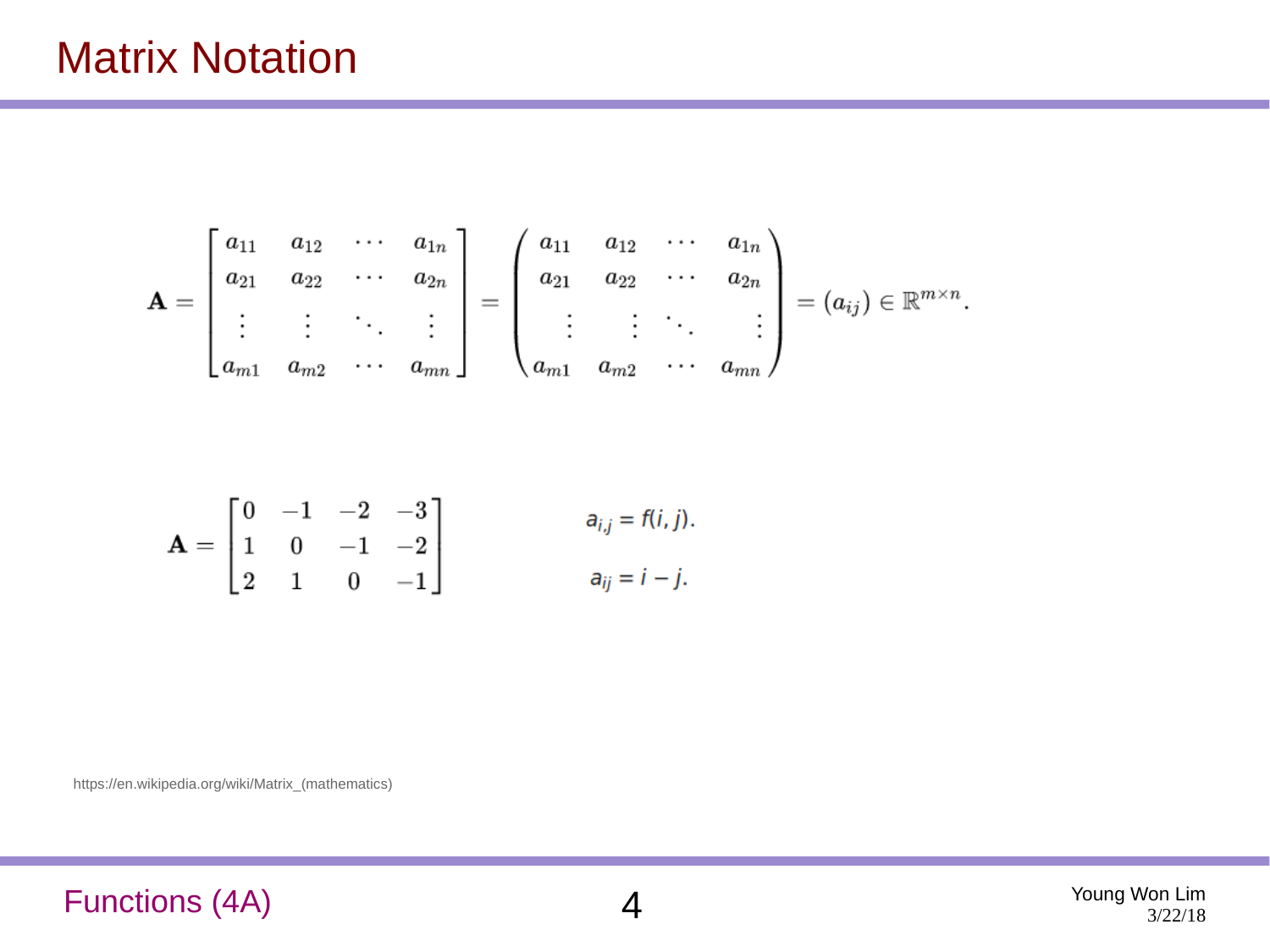# Matrix Notation

$$\mathbf{A} = \begin{bmatrix} a_{11} & a_{12} & \cdots & a_{1n} \\ a_{21} & a_{22} & \cdots & a_{2n} \\ \vdots & \vdots & \ddots & \vdots \\ a_{m1} & a_{m2} & \cdots & a_{mn} \end{bmatrix} = \begin{pmatrix} a_{11} & a_{12} & \cdots & a_{1n} \\ a_{21} & a_{22} & \cdots & a_{2n} \\ \vdots & \vdots & \ddots & \vdots \\ a_{m1} & a_{m2} & \cdots & a_{mn} \end{pmatrix} = (a_{ij}) \in \mathbb{R}^{m \times n}.$$

$$\mathbf{A} = \begin{bmatrix} 0 & -1 & -2 & -3 \\ 1 & 0 & -1 & -2 \\ 2 & 1 & 0 & -1 \end{bmatrix}$$

$$a_{i,j} = f(i, j).$$

$$a_{ij} = i - j.$$

https://en.wikipedia.org/wiki/Matrix_(mathematics)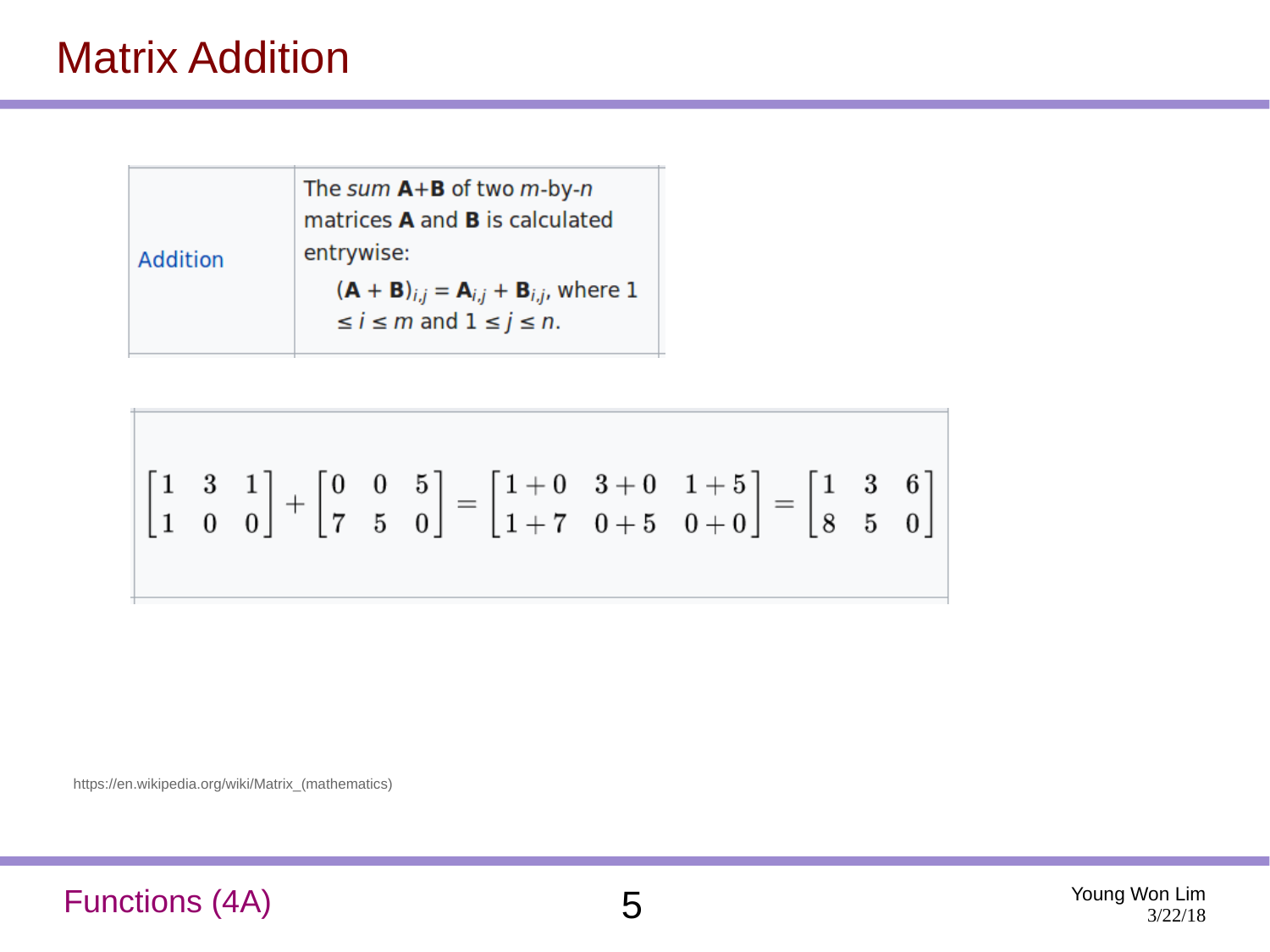# Matrix Addition

| Addition | The *sum* **A**+**B** of two *m*-by-*n* matrices **A** and **B** is calculated entrywise: $(\mathbf{A} + \mathbf{B})_{i,j} = \mathbf{A}_{i,j} + \mathbf{B}_{i,j}$, where $1 \leq i \leq m$ and $1 \leq j \leq n$. |
|---|---|

$$\begin{bmatrix} 1 & 3 & 1 \\ 1 & 0 & 0 \end{bmatrix} + \begin{bmatrix} 0 & 0 & 5 \\ 7 & 5 & 0 \end{bmatrix} = \begin{bmatrix} 1+0 & 3+0 & 1+5 \\ 1+7 & 0+5 & 0+0 \end{bmatrix} = \begin{bmatrix} 1 & 3 & 6 \\ 8 & 5 & 0 \end{bmatrix}$$

https://en.wikipedia.org/wiki/Matrix_(mathematics)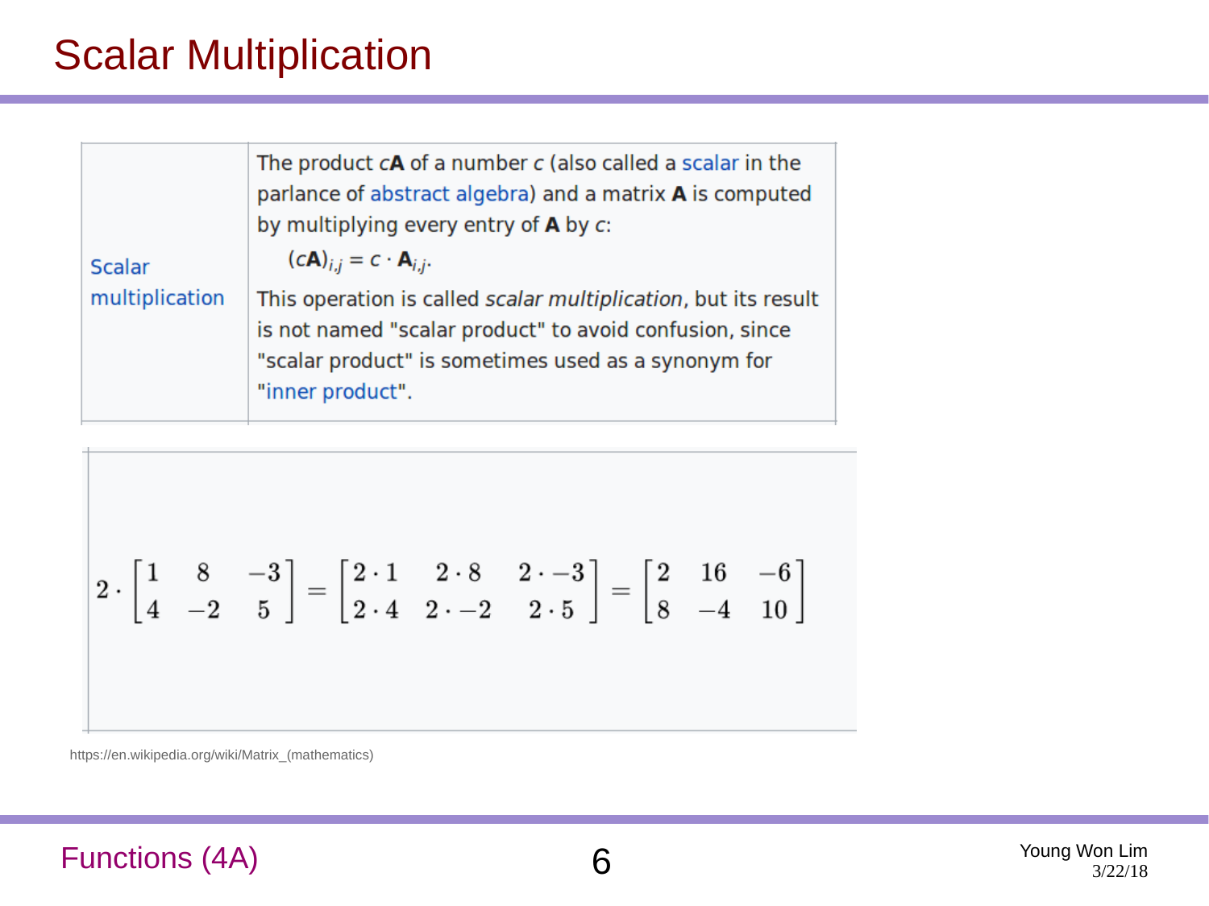# Scalar Multiplication

| | |
|---|---|
| Scalar multiplication | The product $c\mathbf{A}$ of a number $c$ (also called a scalar in the parlance of abstract algebra) and a matrix $\mathbf{A}$ is computed by multiplying every entry of $\mathbf{A}$ by $c$: $(c\mathbf{A})_{i,j} = c \cdot \mathbf{A}_{i,j}$. This operation is called *scalar multiplication*, but its result is not named "scalar product" to avoid confusion, since "scalar product" is sometimes used as a synonym for "inner product". |

$$2 \cdot \begin{bmatrix} 1 & 8 & -3 \\ 4 & -2 & 5 \end{bmatrix} = \begin{bmatrix} 2\cdot 1 & 2\cdot 8 & 2\cdot -3 \\ 2\cdot 4 & 2\cdot -2 & 2\cdot 5 \end{bmatrix} = \begin{bmatrix} 2 & 16 & -6 \\ 8 & -4 & 10 \end{bmatrix}$$

https://en.wikipedia.org/wiki/Matrix_(mathematics)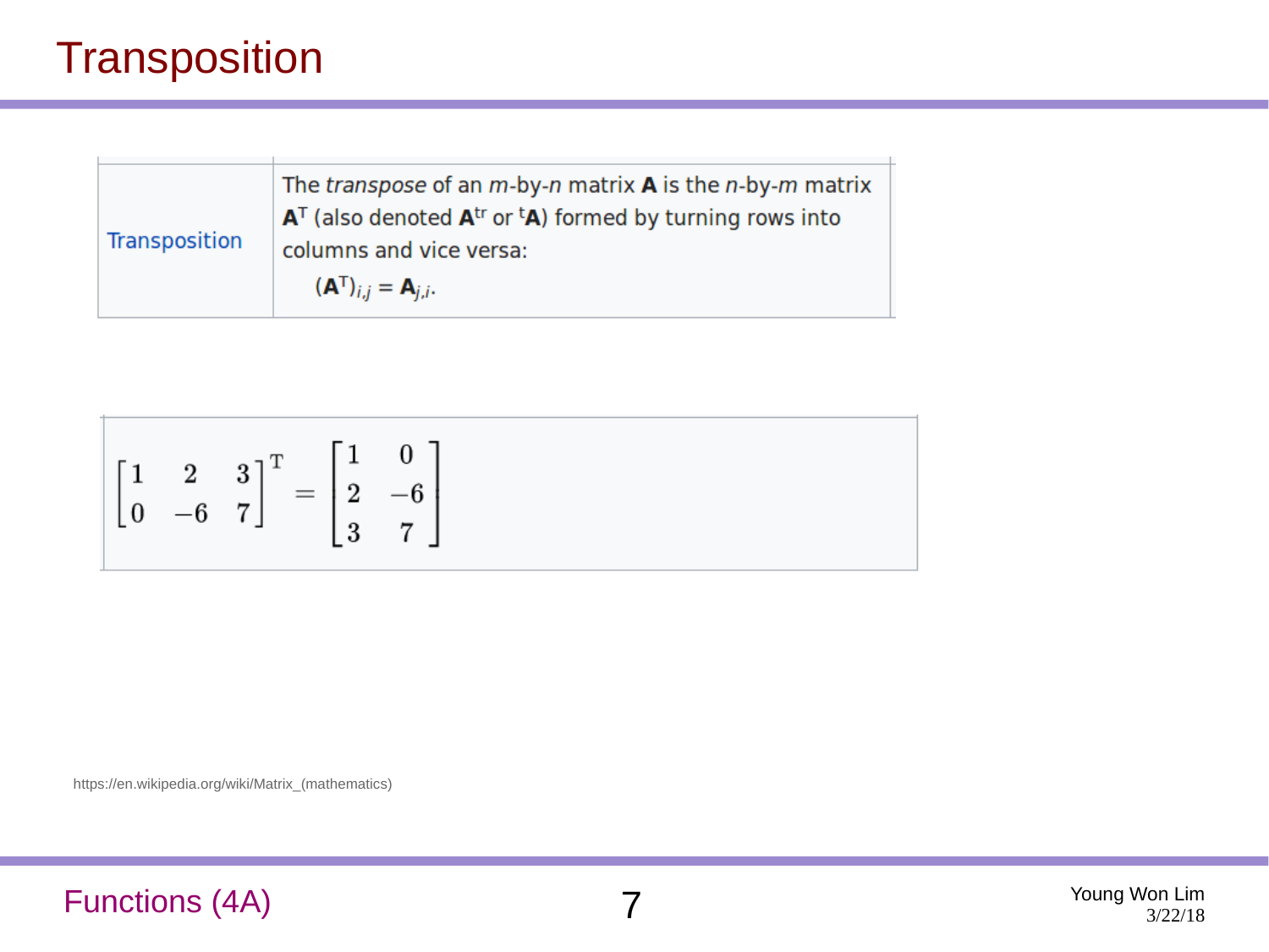# Transposition

| Transposition | The *transpose* of an *m*-by-*n* matrix **A** is the *n*-by-*m* matrix $\mathbf{A}^{\mathrm{T}}$ (also denoted $\mathbf{A}^{\mathrm{tr}}$ or ${}^{\mathrm{t}}\mathbf{A}$) formed by turning rows into columns and vice versa: $(\mathbf{A}^{\mathrm{T}})_{i,j} = \mathbf{A}_{j,i}$. |
|---|---|

$$\begin{bmatrix} 1 & 2 & 3 \\ 0 & -6 & 7 \end{bmatrix}^{\mathrm{T}} = \begin{bmatrix} 1 & 0 \\ 2 & -6 \\ 3 & 7 \end{bmatrix}$$

https://en.wikipedia.org/wiki/Matrix_(mathematics)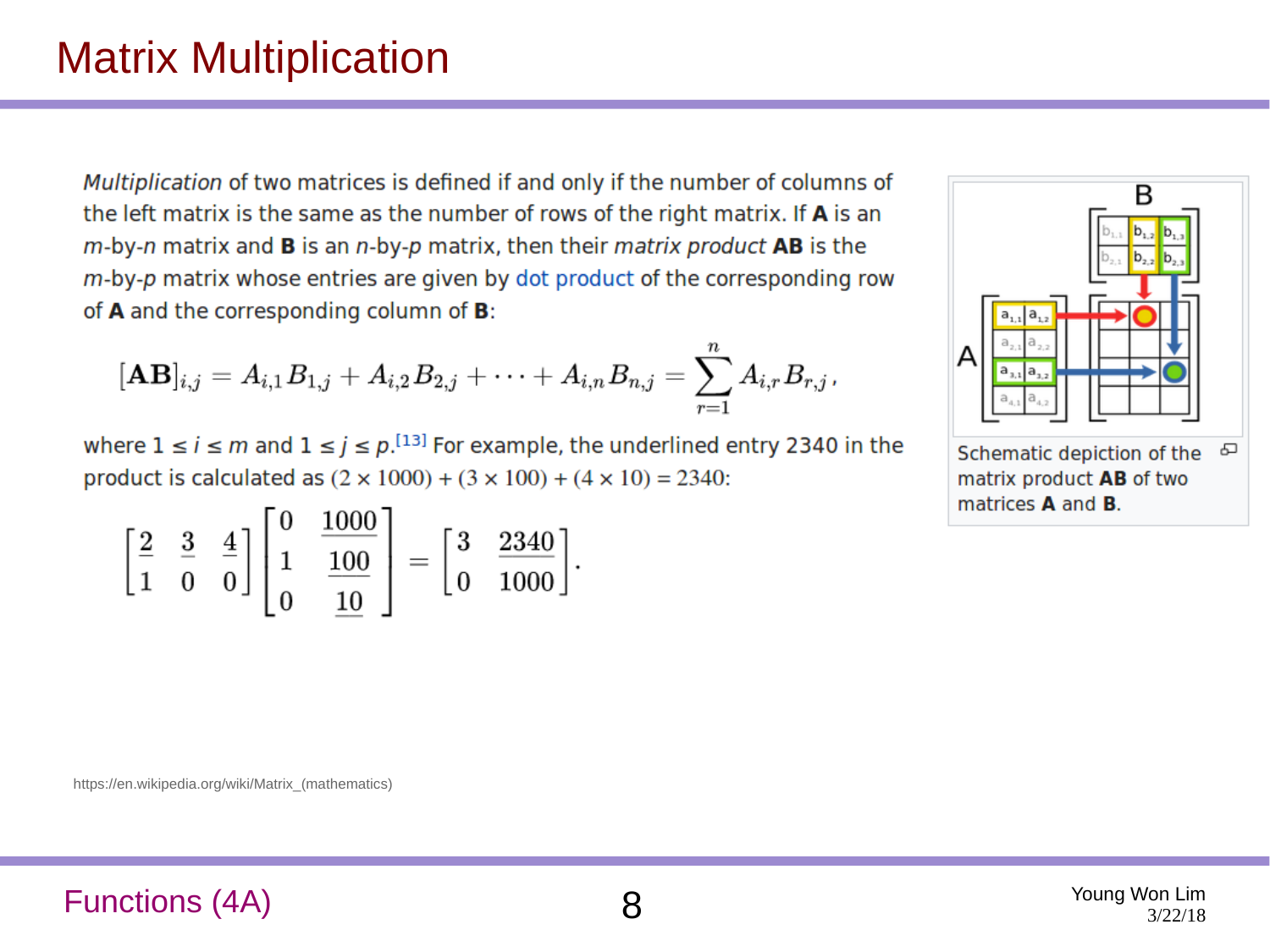# Matrix Multiplication

*Multiplication* of two matrices is defined if and only if the number of columns of the left matrix is the same as the number of rows of the right matrix. If **A** is an $m$-by-$n$ matrix and **B** is an $n$-by-$p$ matrix, then their *matrix product* **AB** is the $m$-by-$p$ matrix whose entries are given by dot product of the corresponding row of **A** and the corresponding column of **B**:

$$[\mathbf{AB}]_{i,j} = A_{i,1}B_{1,j} + A_{i,2}B_{2,j} + \cdots + A_{i,n}B_{n,j} = \sum_{r=1}^{n} A_{i,r}B_{r,j},$$

where $1 \le i \le m$ and $1 \le j \le p$.[13] For example, the underlined entry 2340 in the product is calculated as $(2 \times 1000) + (3 \times 100) + (4 \times 10) = 2340$:

$$\begin{bmatrix} \underline{2} & \underline{3} & \underline{4} \\ 1 & 0 & 0 \end{bmatrix} \begin{bmatrix} 0 & \underline{1000} \\ 1 & \underline{100} \\ 0 & \underline{10} \end{bmatrix} = \begin{bmatrix} 3 & \underline{2340} \\ 0 & 1000 \end{bmatrix}.$$

Schematic depiction of the matrix product **AB** of two matrices **A** and **B**.

https://en.wikipedia.org/wiki/Matrix_(mathematics)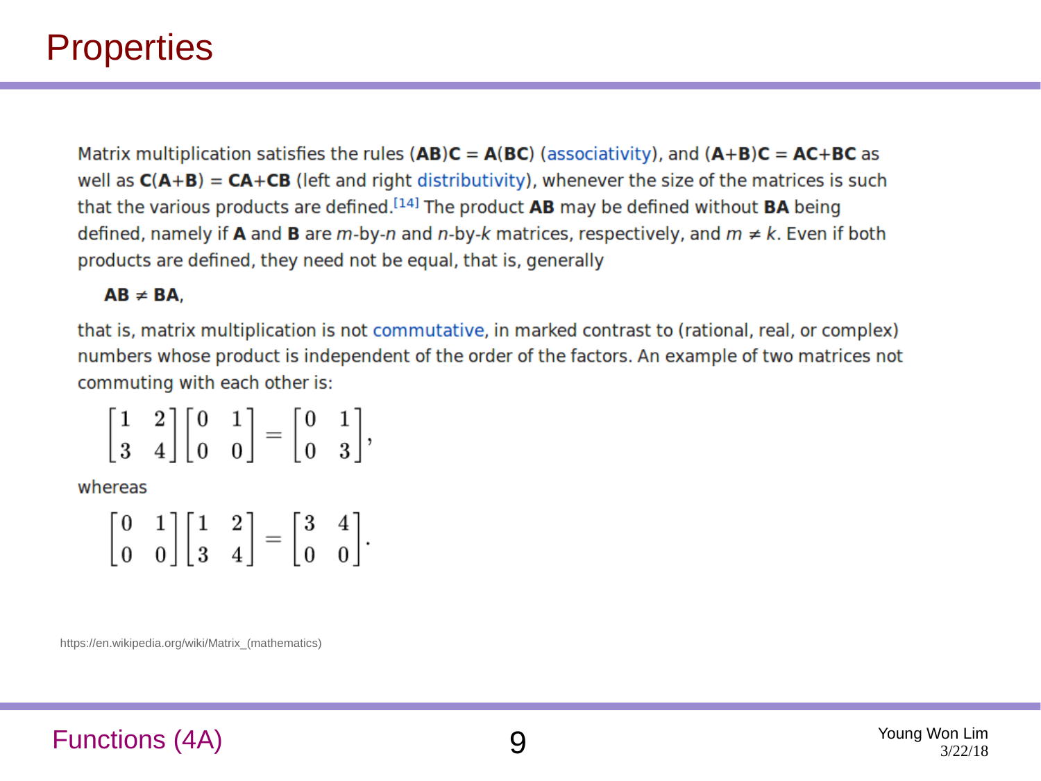# Properties

Matrix multiplication satisfies the rules (**AB**)**C** = **A**(**BC**) (associativity), and (**A**+**B**)**C** = **AC**+**BC** as well as **C**(**A**+**B**) = **CA**+**CB** (left and right distributivity), whenever the size of the matrices is such that the various products are defined.[14] The product **AB** may be defined without **BA** being defined, namely if **A** and **B** are $m$-by-$n$ and $n$-by-$k$ matrices, respectively, and $m \neq k$. Even if both products are defined, they need not be equal, that is, generally

$$\mathbf{AB} \neq \mathbf{BA},$$

that is, matrix multiplication is not commutative, in marked contrast to (rational, real, or complex) numbers whose product is independent of the order of the factors. An example of two matrices not commuting with each other is:

$$\begin{bmatrix} 1 & 2 \\ 3 & 4 \end{bmatrix} \begin{bmatrix} 0 & 1 \\ 0 & 0 \end{bmatrix} = \begin{bmatrix} 0 & 1 \\ 0 & 3 \end{bmatrix},$$

whereas

$$\begin{bmatrix} 0 & 1 \\ 0 & 0 \end{bmatrix} \begin{bmatrix} 1 & 2 \\ 3 & 4 \end{bmatrix} = \begin{bmatrix} 3 & 4 \\ 0 & 0 \end{bmatrix}.$$

https://en.wikipedia.org/wiki/Matrix_(mathematics)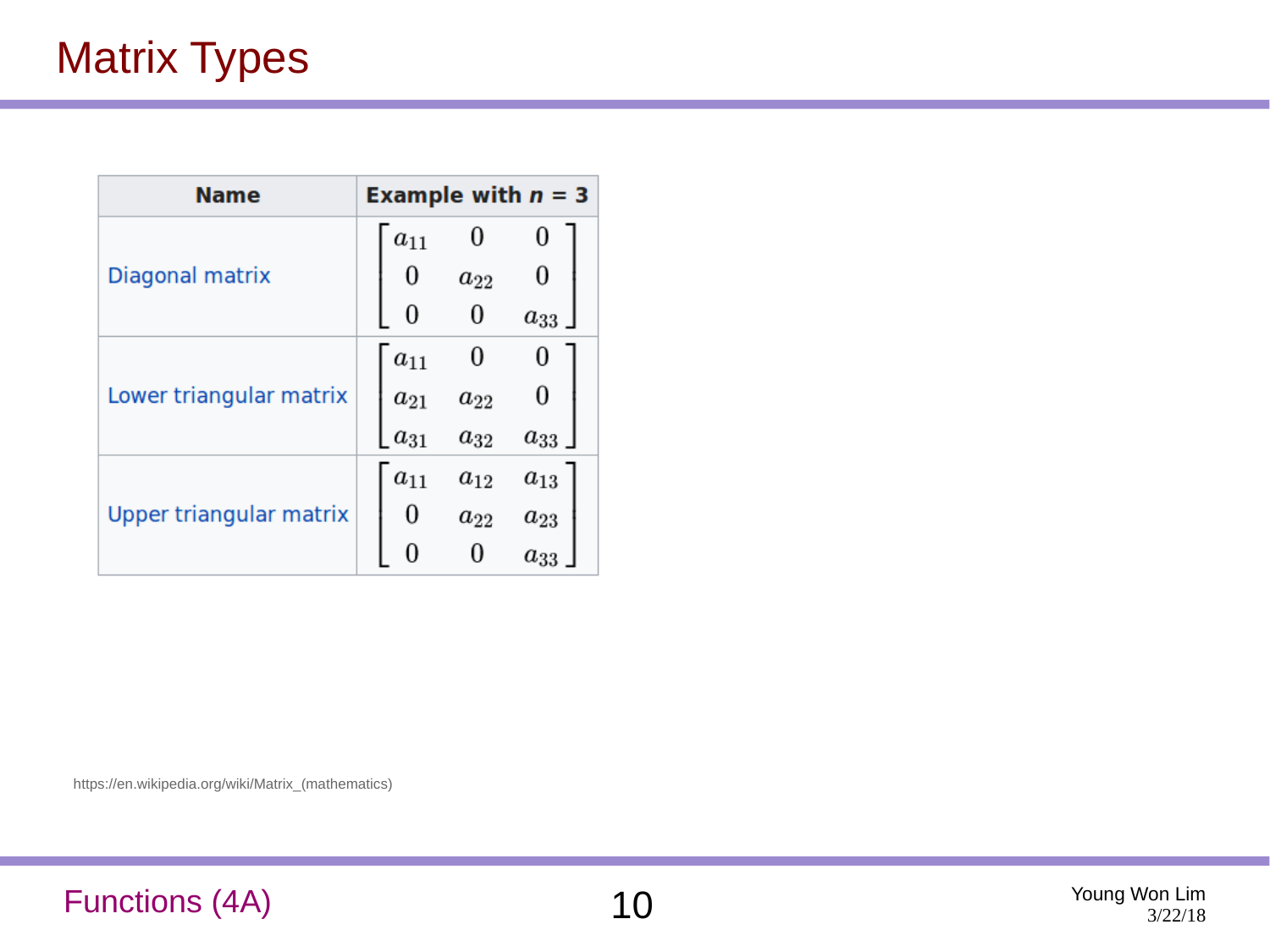# Matrix Types

| Name | Example with $n$ = 3 |
| --- | --- |
| Diagonal matrix | $\begin{bmatrix} a_{11} & 0 & 0 \\ 0 & a_{22} & 0 \\ 0 & 0 & a_{33} \end{bmatrix}$ |
| Lower triangular matrix | $\begin{bmatrix} a_{11} & 0 & 0 \\ a_{21} & a_{22} & 0 \\ a_{31} & a_{32} & a_{33} \end{bmatrix}$ |
| Upper triangular matrix | $\begin{bmatrix} a_{11} & a_{12} & a_{13} \\ 0 & a_{22} & a_{23} \\ 0 & 0 & a_{33} \end{bmatrix}$ |

https://en.wikipedia.org/wiki/Matrix_(mathematics)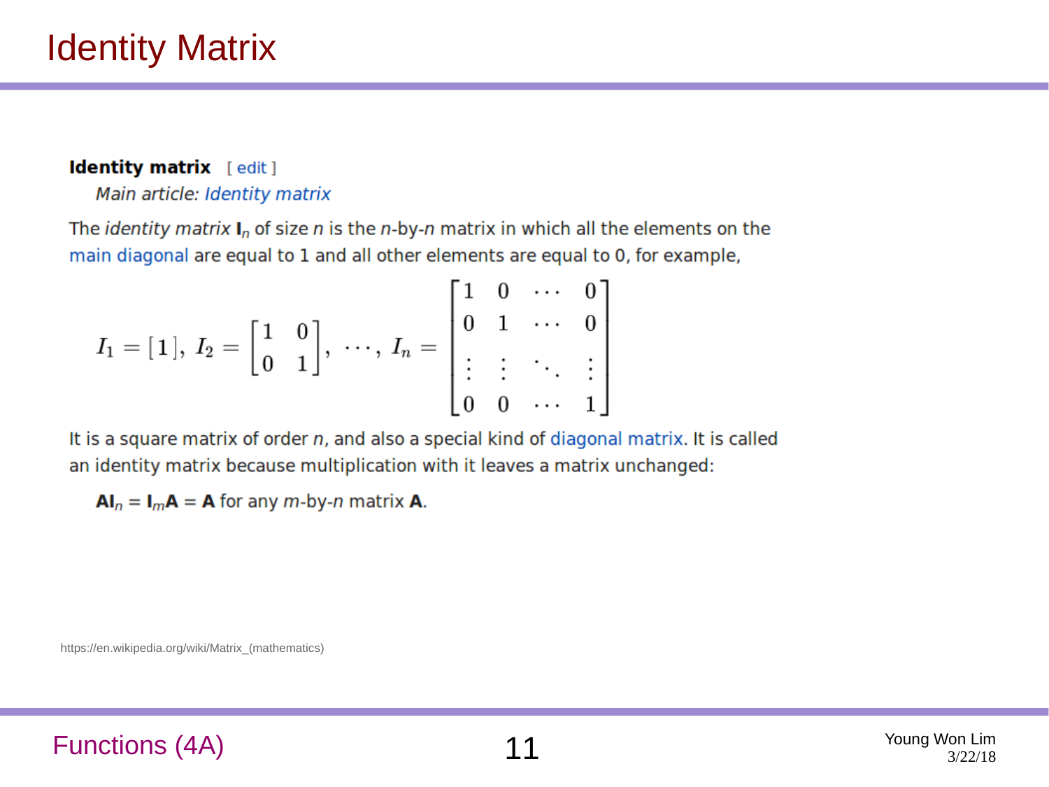# Identity Matrix

**Identity matrix** [ edit ]

*Main article: Identity matrix*

The *identity matrix* $\mathbf{I}_n$ of size $n$ is the $n$-by-$n$ matrix in which all the elements on the main diagonal are equal to 1 and all other elements are equal to 0, for example,

$$I_1 = \begin{bmatrix} 1 \end{bmatrix},\ I_2 = \begin{bmatrix} 1 & 0 \\ 0 & 1 \end{bmatrix},\ \cdots,\ I_n = \begin{bmatrix} 1 & 0 & \cdots & 0 \\ 0 & 1 & \cdots & 0 \\ \vdots & \vdots & \ddots & \vdots \\ 0 & 0 & \cdots & 1 \end{bmatrix}$$

It is a square matrix of order $n$, and also a special kind of diagonal matrix. It is called an identity matrix because multiplication with it leaves a matrix unchanged:

$\mathbf{A}\mathbf{I}_n = \mathbf{I}_m\mathbf{A} = \mathbf{A}$ for any $m$-by-$n$ matrix $\mathbf{A}$.

https://en.wikipedia.org/wiki/Matrix_(mathematics)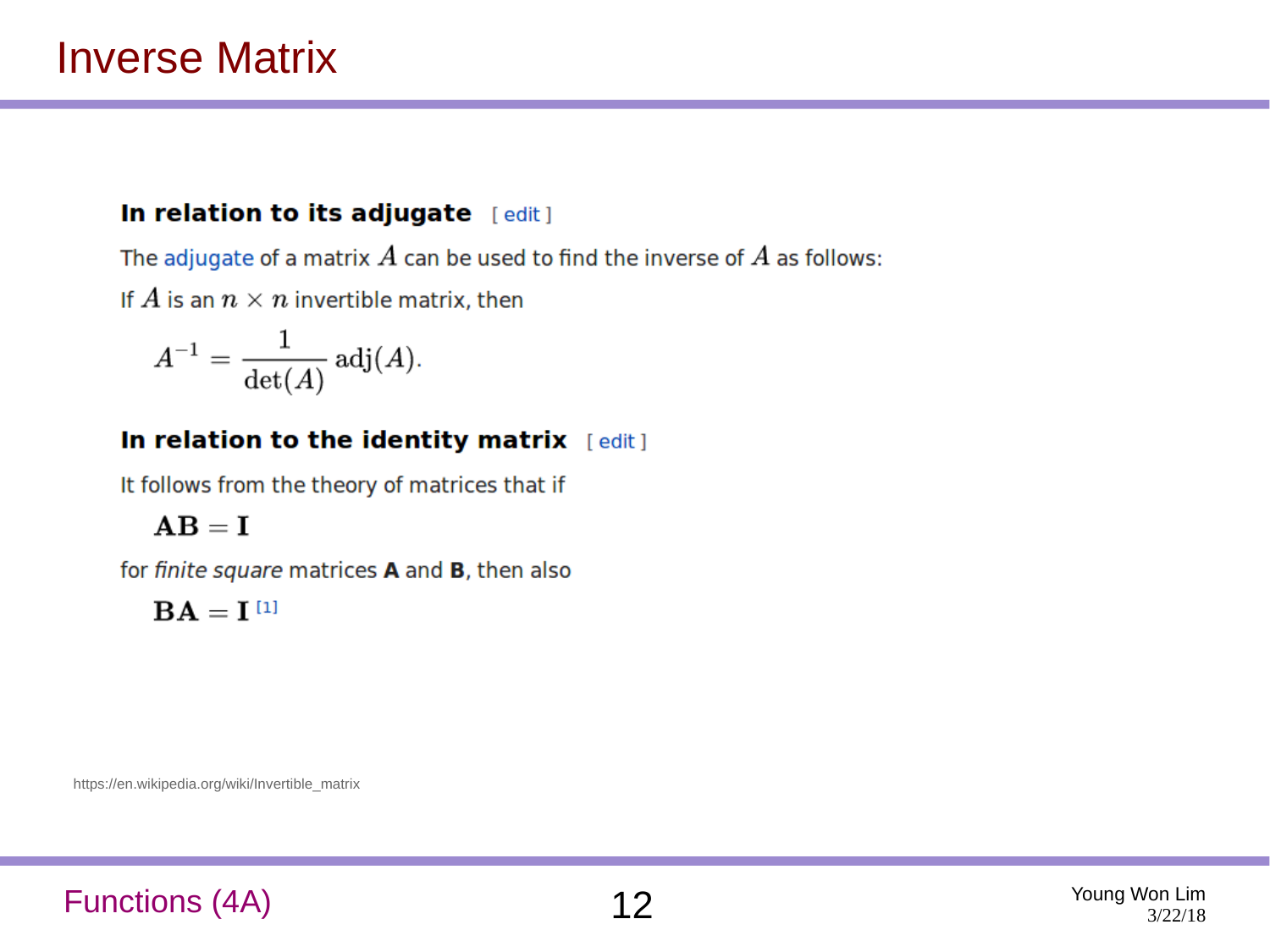# Inverse Matrix

### In relation to its adjugate [ edit ]

The adjugate of a matrix $A$ can be used to find the inverse of $A$ as follows:

If $A$ is an $n \times n$ invertible matrix, then

$$A^{-1} = \frac{1}{\det(A)} \operatorname{adj}(A).$$

### In relation to the identity matrix [ edit ]

It follows from the theory of matrices that if

$$\mathbf{AB} = \mathbf{I}$$

for *finite square* matrices **A** and **B**, then also

$$\mathbf{BA} = \mathbf{I}$$ [1]

https://en.wikipedia.org/wiki/Invertible_matrix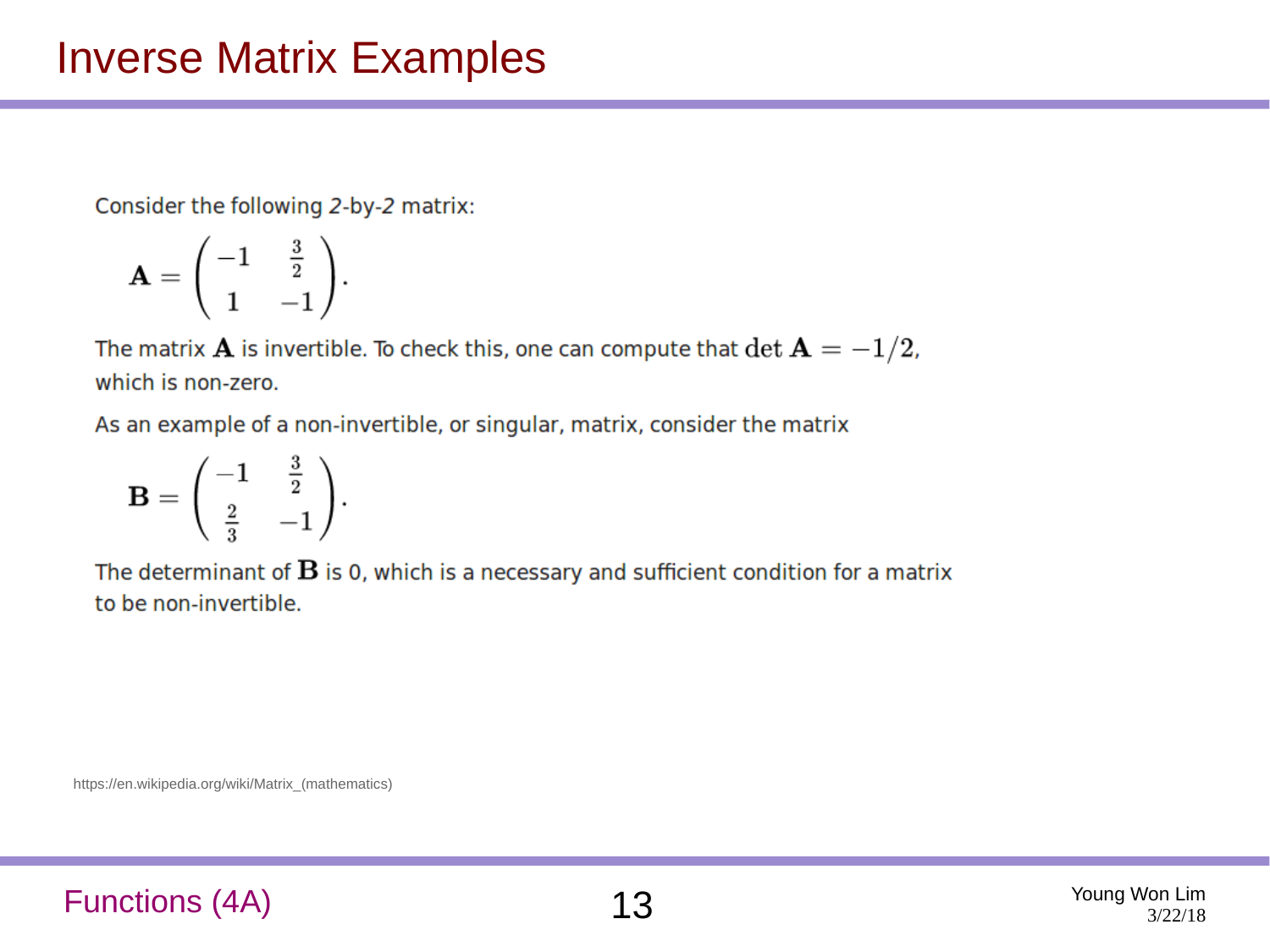# Inverse Matrix Examples

Consider the following *2*-by-*2* matrix:

$$\mathbf{A} = \begin{pmatrix} -1 & \frac{3}{2} \\ 1 & -1 \end{pmatrix}.$$

The matrix $\mathbf{A}$ is invertible. To check this, one can compute that $\det \mathbf{A} = -1/2$, which is non-zero.

As an example of a non-invertible, or singular, matrix, consider the matrix

$$\mathbf{B} = \begin{pmatrix} -1 & \frac{3}{2} \\ \frac{2}{3} & -1 \end{pmatrix}.$$

The determinant of $\mathbf{B}$ is 0, which is a necessary and sufficient condition for a matrix to be non-invertible.

https://en.wikipedia.org/wiki/Matrix_(mathematics)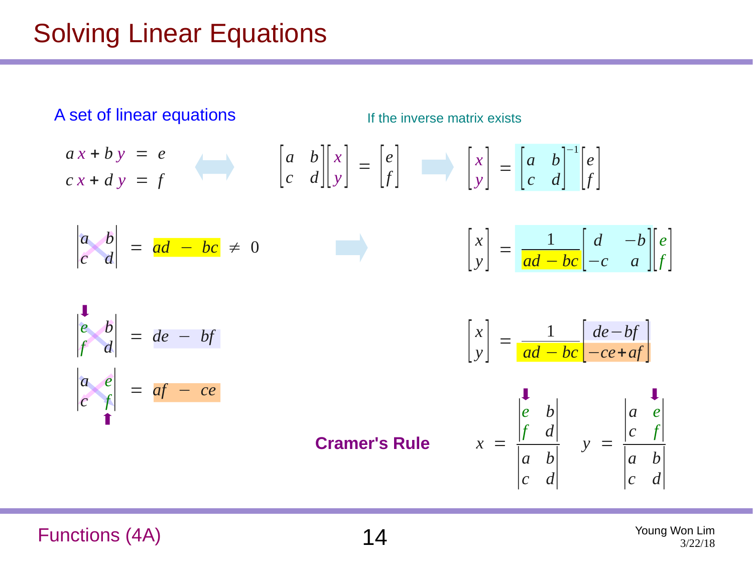# Solving Linear Equations

A set of linear equations

$$a\,x + b\,y = e$$
$$c\,x + d\,y = f$$

$$\Leftrightarrow \quad \begin{bmatrix} a & b \\ c & d \end{bmatrix} \begin{bmatrix} x \\ y \end{bmatrix} = \begin{bmatrix} e \\ f \end{bmatrix}$$

If the inverse matrix exists

$$\Rightarrow \quad \begin{bmatrix} x \\ y \end{bmatrix} = \begin{bmatrix} a & b \\ c & d \end{bmatrix}^{-1} \begin{bmatrix} e \\ f \end{bmatrix}$$

$$\begin{vmatrix} a & b \\ c & d \end{vmatrix} = ad - bc \neq 0$$

$$\Rightarrow \quad \begin{bmatrix} x \\ y \end{bmatrix} = \frac{1}{ad - bc} \begin{bmatrix} d & -b \\ -c & a \end{bmatrix} \begin{bmatrix} e \\ f \end{bmatrix}$$

$$\begin{vmatrix} e & b \\ f & d \end{vmatrix} = de - bf$$

$$\begin{vmatrix} a & e \\ c & f \end{vmatrix} = af - ce$$

$$\begin{bmatrix} x \\ y \end{bmatrix} = \frac{1}{ad - bc} \begin{bmatrix} de - bf \\ -ce + af \end{bmatrix}$$

**Cramer's Rule**

$$x = \frac{\begin{vmatrix} e & b \\ f & d \end{vmatrix}}{\begin{vmatrix} a & b \\ c & d \end{vmatrix}} \qquad y = \frac{\begin{vmatrix} a & e \\ c & f \end{vmatrix}}{\begin{vmatrix} a & b \\ c & d \end{vmatrix}}$$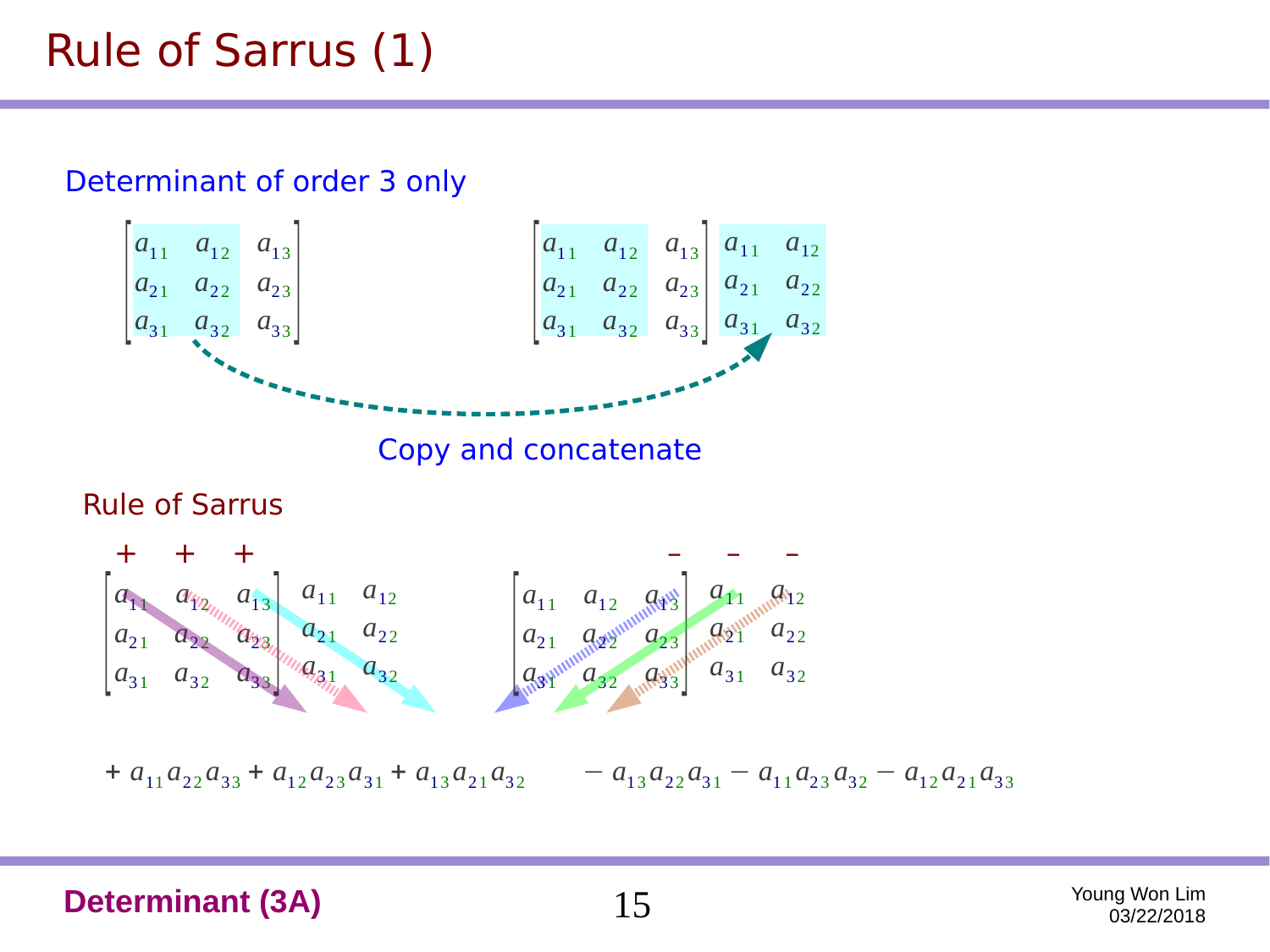# Rule of Sarrus (1)

Determinant of order 3 only

$$\begin{bmatrix} a_{11} & a_{12} & a_{13} \\ a_{21} & a_{22} & a_{23} \\ a_{31} & a_{32} & a_{33} \end{bmatrix} \qquad \begin{bmatrix} a_{11} & a_{12} & a_{13} \\ a_{21} & a_{22} & a_{23} \\ a_{31} & a_{32} & a_{33} \end{bmatrix} \begin{matrix} a_{11} & a_{12} \\ a_{21} & a_{22} \\ a_{31} & a_{32} \end{matrix}$$

Copy and concatenate

Rule of Sarrus

$$\begin{matrix} + & + & + & & \\ \end{matrix} \qquad \qquad \qquad \begin{matrix} & & & - & - & - \end{matrix}$$

$$\begin{bmatrix} a_{11} & a_{12} & a_{13} \\ a_{21} & a_{22} & a_{23} \\ a_{31} & a_{32} & a_{33} \end{bmatrix} \begin{matrix} a_{11} & a_{12} \\ a_{21} & a_{22} \\ a_{31} & a_{32} \end{matrix} \qquad \begin{bmatrix} a_{11} & a_{12} & a_{13} \\ a_{21} & a_{22} & a_{23} \\ a_{31} & a_{32} & a_{33} \end{bmatrix} \begin{matrix} a_{11} & a_{12} \\ a_{21} & a_{22} \\ a_{31} & a_{32} \end{matrix}$$

$$+ a_{11}a_{22}a_{33} + a_{12}a_{23}a_{31} + a_{13}a_{21}a_{32} \qquad - a_{13}a_{22}a_{31} - a_{11}a_{23}a_{32} - a_{12}a_{21}a_{33}$$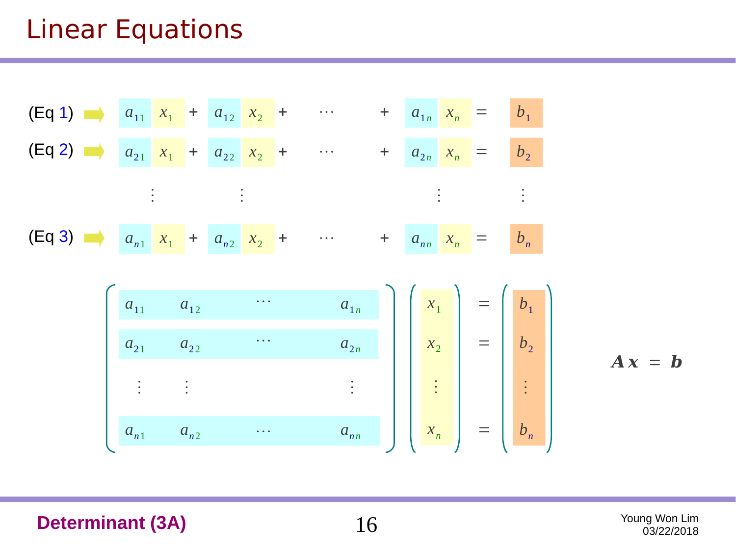# Linear Equations

(Eq 1) $a_{11} x_1 + a_{12} x_2 + \cdots + a_{1n} x_n = b_1$

(Eq 2) $a_{21} x_1 + a_{22} x_2 + \cdots + a_{2n} x_n = b_2$

$\vdots$

(Eq 3) $a_{n1} x_1 + a_{n2} x_2 + \cdots + a_{nn} x_n = b_n$

$$
\begin{pmatrix}
a_{11} & a_{12} & \cdots & a_{1n} \\
a_{21} & a_{22} & \cdots & a_{2n} \\
\vdots & \vdots & & \vdots \\
a_{n1} & a_{n2} & \cdots & a_{nn}
\end{pmatrix}
\begin{pmatrix}
x_1 \\ x_2 \\ \vdots \\ x_n
\end{pmatrix}
=
\begin{pmatrix}
b_1 \\ b_2 \\ \vdots \\ b_n
\end{pmatrix}
$$

$$\boldsymbol{A}\boldsymbol{x} = \boldsymbol{b}$$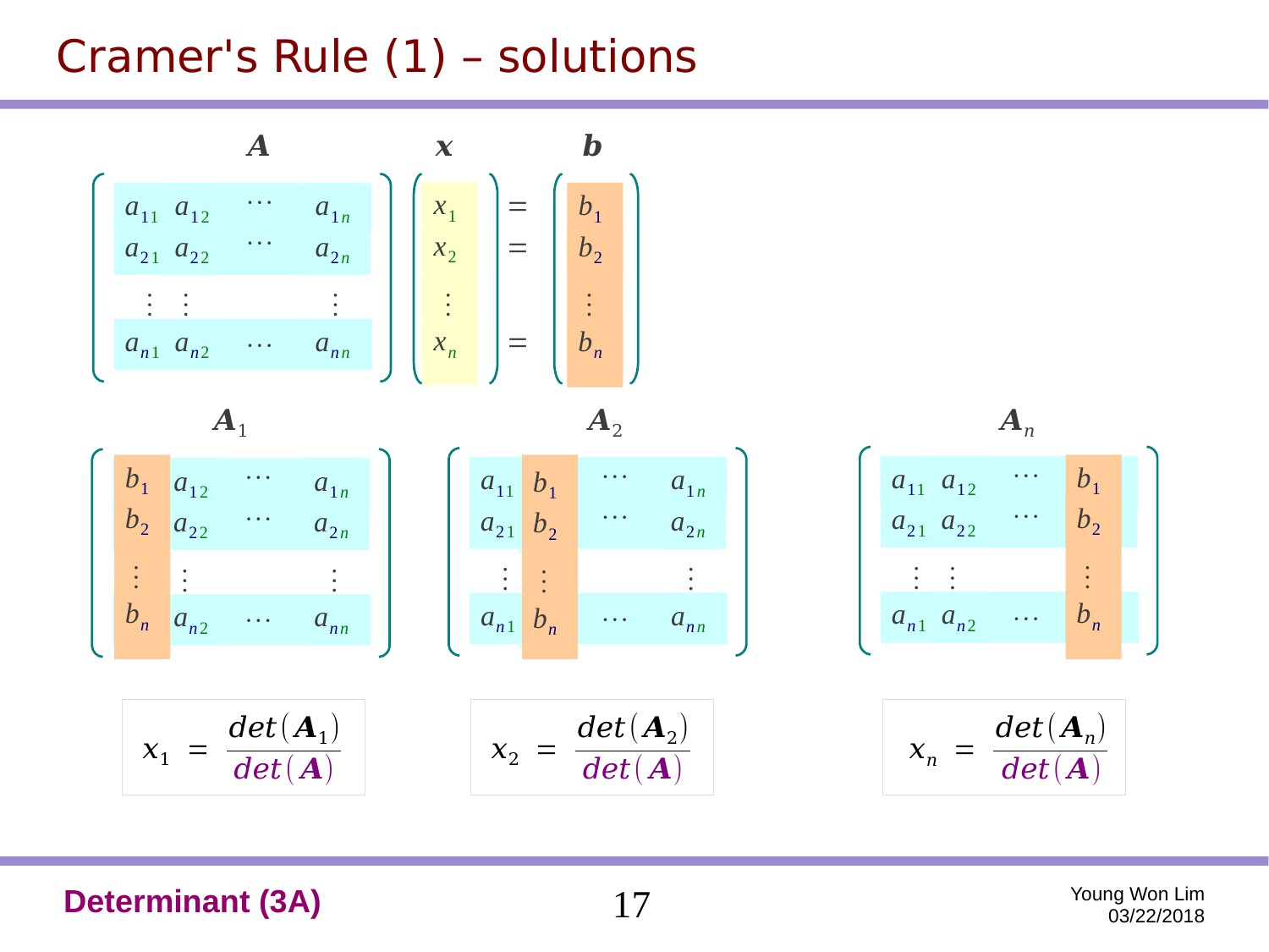# Cramer's Rule (1) – solutions

$$\overset{\boldsymbol{A}}{\begin{pmatrix} a_{11} & a_{12} & \cdots & a_{1n} \\ a_{21} & a_{22} & \cdots & a_{2n} \\ \vdots & \vdots & & \vdots \\ a_{n1} & a_{n2} & \cdots & a_{nn} \end{pmatrix}} \overset{\boldsymbol{x}}{\begin{pmatrix} x_1 \\ x_2 \\ \vdots \\ x_n \end{pmatrix}} \begin{matrix} = \\ = \\ \\ = \end{matrix} \overset{\boldsymbol{b}}{\begin{pmatrix} b_1 \\ b_2 \\ \vdots \\ b_n \end{pmatrix}}$$

$$\boldsymbol{A}_1 = \begin{pmatrix} b_1 & a_{12} & \cdots & a_{1n} \\ b_2 & a_{22} & \cdots & a_{2n} \\ \vdots & \vdots & & \vdots \\ b_n & a_{n2} & \cdots & a_{nn} \end{pmatrix} \quad \boldsymbol{A}_2 = \begin{pmatrix} a_{11} & b_1 & \cdots & a_{1n} \\ a_{21} & b_2 & \cdots & a_{2n} \\ \vdots & \vdots & & \vdots \\ a_{n1} & b_n & \cdots & a_{nn} \end{pmatrix} \quad \boldsymbol{A}_n = \begin{pmatrix} a_{11} & a_{12} & \cdots & b_1 \\ a_{21} & a_{22} & \cdots & b_2 \\ \vdots & \vdots & & \vdots \\ a_{n1} & a_{n2} & \cdots & b_n \end{pmatrix}$$

$$x_1 = \frac{det(\boldsymbol{A}_1)}{det(\boldsymbol{A})} \qquad x_2 = \frac{det(\boldsymbol{A}_2)}{det(\boldsymbol{A})} \qquad x_n = \frac{det(\boldsymbol{A}_n)}{det(\boldsymbol{A})}$$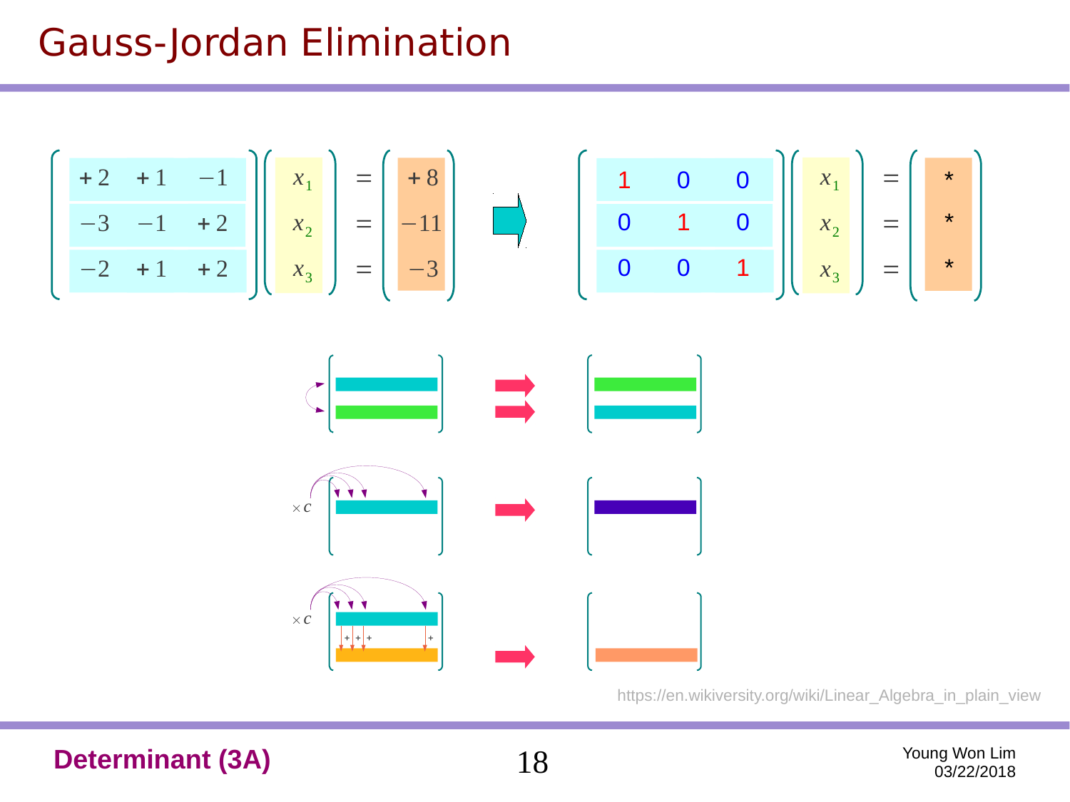# Gauss-Jordan Elimination

$$
\begin{pmatrix} +2 & +1 & -1 \\ -3 & -1 & +2 \\ -2 & +1 & +2 \end{pmatrix}
\begin{pmatrix} x_1 \\ x_2 \\ x_3 \end{pmatrix}
=
\begin{pmatrix} +8 \\ -11 \\ -3 \end{pmatrix}
\quad \Rightarrow \quad
\begin{pmatrix} 1 & 0 & 0 \\ 0 & 1 & 0 \\ 0 & 0 & 1 \end{pmatrix}
\begin{pmatrix} x_1 \\ x_2 \\ x_3 \end{pmatrix}
=
\begin{pmatrix} * \\ * \\ * \end{pmatrix}
$$

$\times c$

$\times c$

https://en.wikiversity.org/wiki/Linear_Algebra_in_plain_view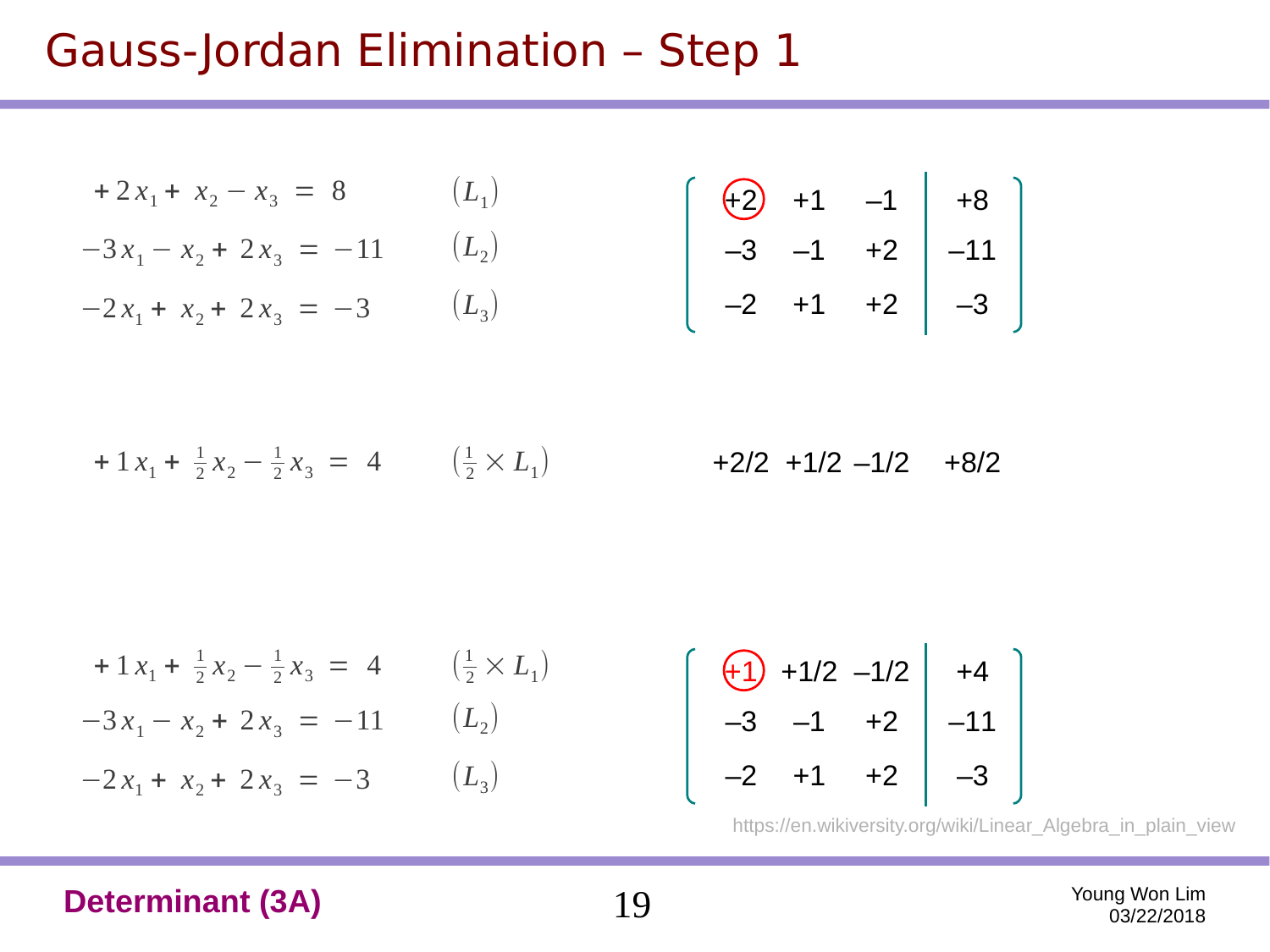# Gauss-Jordan Elimination – Step 1

$$+2x_1 + x_2 - x_3 = 8 \qquad (L_1)$$
$$-3x_1 - x_2 + 2x_3 = -11 \qquad (L_2)$$
$$-2x_1 + x_2 + 2x_3 = -3 \qquad (L_3)$$

$$\left[\begin{array}{ccc|c} +2 & +1 & -1 & +8 \\ -3 & -1 & +2 & -11 \\ -2 & +1 & +2 & -3 \end{array}\right]$$

$$+1x_1 + \tfrac{1}{2}x_2 - \tfrac{1}{2}x_3 = 4 \qquad \left(\tfrac{1}{2} \times L_1\right)$$

+2/2 +1/2 –1/2 +8/2

$$+1x_1 + \tfrac{1}{2}x_2 - \tfrac{1}{2}x_3 = 4 \qquad \left(\tfrac{1}{2} \times L_1\right)$$
$$-3x_1 - x_2 + 2x_3 = -11 \qquad (L_2)$$
$$-2x_1 + x_2 + 2x_3 = -3 \qquad (L_3)$$

$$\left[\begin{array}{ccc|c} +1 & +1/2 & -1/2 & +4 \\ -3 & -1 & +2 & -11 \\ -2 & +1 & +2 & -3 \end{array}\right]$$

https://en.wikiversity.org/wiki/Linear_Algebra_in_plain_view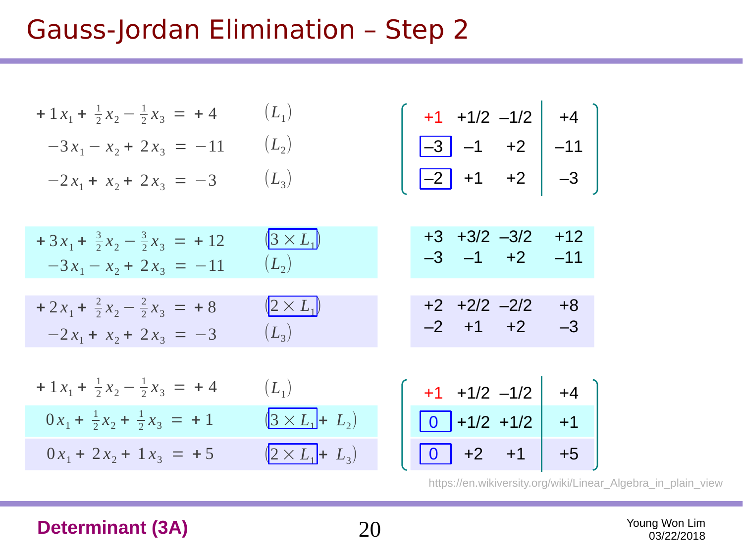# Gauss-Jordan Elimination – Step 2

$$+1x_1 + \tfrac{1}{2}x_2 - \tfrac{1}{2}x_3 = +4 \qquad (L_1)$$

$$-3x_1 - x_2 + 2x_3 = -11 \qquad (L_2)$$

$$-2x_1 + x_2 + 2x_3 = -3 \qquad (L_3)$$

$$\left[\begin{array}{ccc|c} +1 & +1/2 & -1/2 & +4 \\ -3 & -1 & +2 & -11 \\ -2 & +1 & +2 & -3 \end{array}\right]$$

$$+3x_1 + \tfrac{3}{2}x_2 - \tfrac{3}{2}x_3 = +12 \qquad (3 \times L_1)$$

$$-3x_1 - x_2 + 2x_3 = -11 \qquad (L_2)$$

| +3 | +3/2 | –3/2 | +12 |
|---|---|---|---|
| –3 | –1 | +2 | –11 |

$$+2x_1 + \tfrac{2}{2}x_2 - \tfrac{2}{2}x_3 = +8 \qquad (2 \times L_1)$$

$$-2x_1 + x_2 + 2x_3 = -3 \qquad (L_3)$$

| +2 | +2/2 | –2/2 | +8 |
|---|---|---|---|
| –2 | +1 | +2 | –3 |

$$+1x_1 + \tfrac{1}{2}x_2 - \tfrac{1}{2}x_3 = +4 \qquad (L_1)$$

$$0x_1 + \tfrac{1}{2}x_2 + \tfrac{1}{2}x_3 = +1 \qquad (3 \times L_1 + L_2)$$

$$0x_1 + 2x_2 + 1x_3 = +5 \qquad (2 \times L_1 + L_3)$$

$$\left[\begin{array}{ccc|c} +1 & +1/2 & -1/2 & +4 \\ 0 & +1/2 & +1/2 & +1 \\ 0 & +2 & +1 & +5 \end{array}\right]$$

https://en.wikiversity.org/wiki/Linear_Algebra_in_plain_view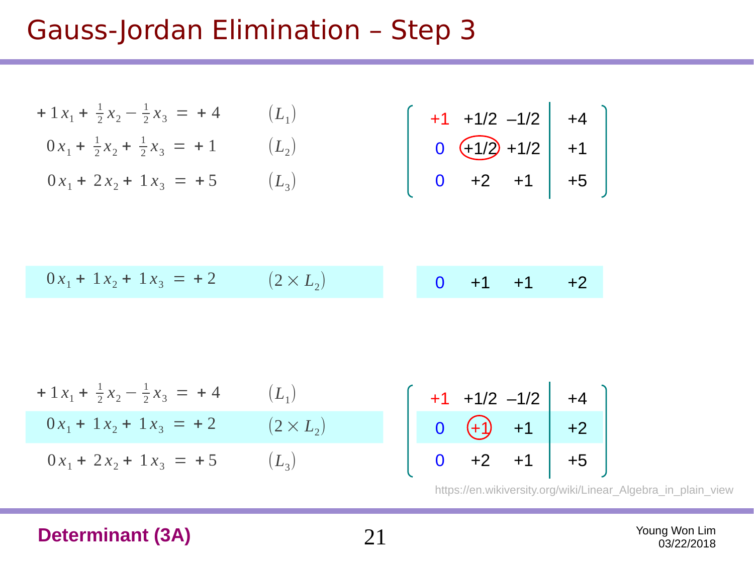# Gauss-Jordan Elimination – Step 3

$$+1x_1 + \tfrac{1}{2}x_2 - \tfrac{1}{2}x_3 = +4 \qquad (L_1)$$
$$0x_1 + \tfrac{1}{2}x_2 + \tfrac{1}{2}x_3 = +1 \qquad (L_2)$$
$$0x_1 + 2x_2 + 1x_3 = +5 \qquad (L_3)$$

$$\left[\begin{array}{ccc|c} +1 & +1/2 & -1/2 & +4 \\ 0 & +1/2 & +1/2 & +1 \\ 0 & +2 & +1 & +5 \end{array}\right]$$

$$0x_1 + 1x_2 + 1x_3 = +2 \qquad (2 \times L_2)$$

$$\begin{array}{cccc} 0 & +1 & +1 & +2 \end{array}$$

$$+1x_1 + \tfrac{1}{2}x_2 - \tfrac{1}{2}x_3 = +4 \qquad (L_1)$$
$$0x_1 + 1x_2 + 1x_3 = +2 \qquad (2 \times L_2)$$
$$0x_1 + 2x_2 + 1x_3 = +5 \qquad (L_3)$$

$$\left[\begin{array}{ccc|c} +1 & +1/2 & -1/2 & +4 \\ 0 & +1 & +1 & +2 \\ 0 & +2 & +1 & +5 \end{array}\right]$$

https://en.wikiversity.org/wiki/Linear_Algebra_in_plain_view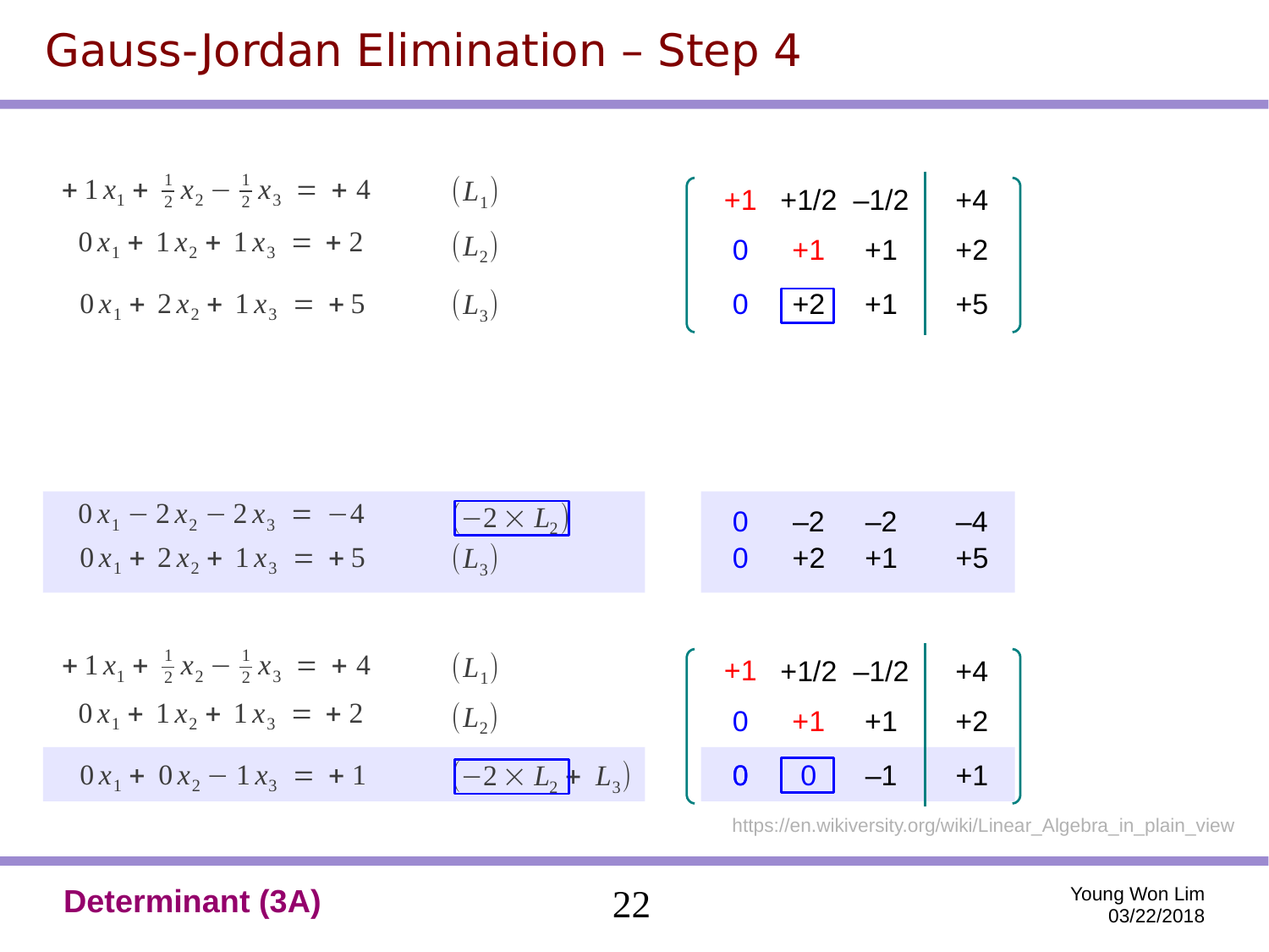# Gauss-Jordan Elimination – Step 4

$$+1x_1 + \tfrac{1}{2}x_2 - \tfrac{1}{2}x_3 = +4 \qquad (L_1)$$
$$0x_1 + 1x_2 + 1x_3 = +2 \qquad (L_2)$$
$$0x_1 + 2x_2 + 1x_3 = +5 \qquad (L_3)$$

$$\left[\begin{array}{ccc|c} +1 & +1/2 & -1/2 & +4 \\ 0 & +1 & +1 & +2 \\ 0 & \boxed{+2} & +1 & +5 \end{array}\right]$$

$$0x_1 - 2x_2 - 2x_3 = -4 \qquad (-2 \times L_2)$$
$$0x_1 + 2x_2 + 1x_3 = +5 \qquad (L_3)$$

| | | | |
|---|---|---|---|
| 0 | –2 | –2 | –4 |
| 0 | +2 | +1 | +5 |

$$+1x_1 + \tfrac{1}{2}x_2 - \tfrac{1}{2}x_3 = +4 \qquad (L_1)$$
$$0x_1 + 1x_2 + 1x_3 = +2 \qquad (L_2)$$
$$0x_1 + 0x_2 - 1x_3 = +1 \qquad (-2 \times L_2 + L_3)$$

$$\left[\begin{array}{ccc|c} +1 & +1/2 & -1/2 & +4 \\ 0 & +1 & +1 & +2 \\ 0 & \boxed{0} & -1 & +1 \end{array}\right]$$

https://en.wikiversity.org/wiki/Linear_Algebra_in_plain_view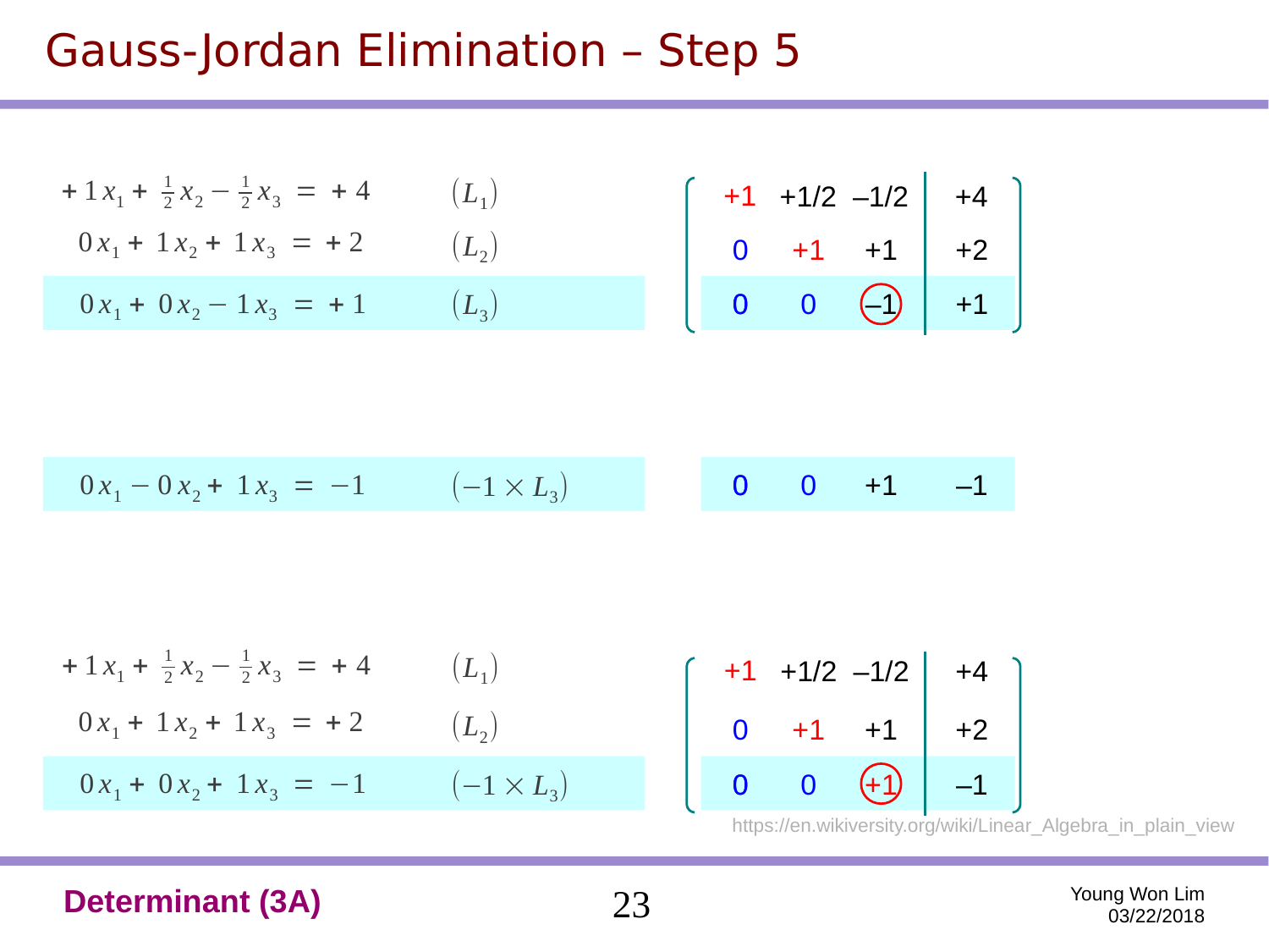# Gauss-Jordan Elimination – Step 5

$$+1x_1 + \tfrac{1}{2}x_2 - \tfrac{1}{2}x_3 = +4 \qquad (L_1)$$

$$0x_1 + 1x_2 + 1x_3 = +2 \qquad (L_2)$$

$$0x_1 + 0x_2 - 1x_3 = +1 \qquad (L_3)$$

$$\left[\begin{array}{ccc|c} +1 & +1/2 & -1/2 & +4 \\ 0 & +1 & +1 & +2 \\ 0 & 0 & -1 & +1 \end{array}\right]$$

$$0x_1 - 0x_2 + 1x_3 = -1 \qquad (-1 \times L_3)$$

$$\begin{array}{cccc} 0 & 0 & +1 & -1 \end{array}$$

$$+1x_1 + \tfrac{1}{2}x_2 - \tfrac{1}{2}x_3 = +4 \qquad (L_1)$$

$$0x_1 + 1x_2 + 1x_3 = +2 \qquad (L_2)$$

$$0x_1 + 0x_2 + 1x_3 = -1 \qquad (-1 \times L_3)$$

$$\left[\begin{array}{ccc|c} +1 & +1/2 & -1/2 & +4 \\ 0 & +1 & +1 & +2 \\ 0 & 0 & +1 & -1 \end{array}\right]$$

https://en.wikiversity.org/wiki/Linear_Algebra_in_plain_view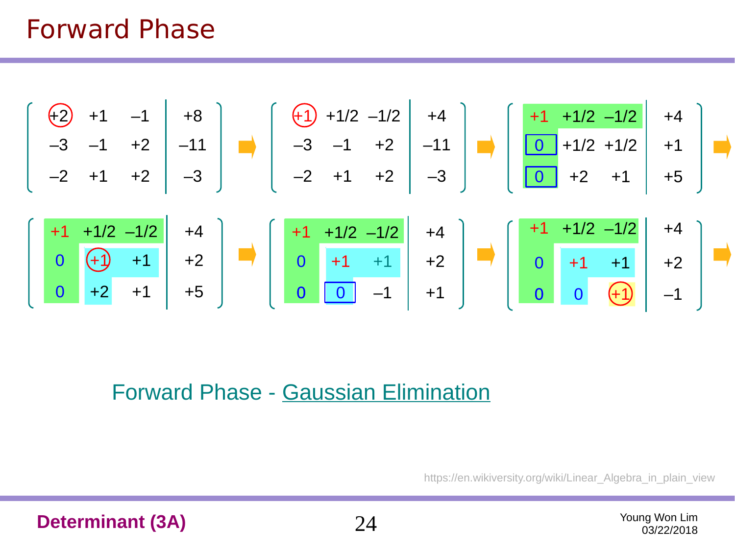# Forward Phase

$$
\left(\begin{array}{ccc|c} +2 & +1 & -1 & +8 \\ -3 & -1 & +2 & -11 \\ -2 & +1 & +2 & -3 \end{array}\right) \Rightarrow
\left(\begin{array}{ccc|c} +1 & +1/2 & -1/2 & +4 \\ -3 & -1 & +2 & -11 \\ -2 & +1 & +2 & -3 \end{array}\right) \Rightarrow
\left(\begin{array}{ccc|c} +1 & +1/2 & -1/2 & +4 \\ 0 & +1/2 & +1/2 & +1 \\ 0 & +2 & +1 & +5 \end{array}\right) \Rightarrow
$$

$$
\left(\begin{array}{ccc|c} +1 & +1/2 & -1/2 & +4 \\ 0 & +1 & +1 & +2 \\ 0 & +2 & +1 & +5 \end{array}\right) \Rightarrow
\left(\begin{array}{ccc|c} +1 & +1/2 & -1/2 & +4 \\ 0 & +1 & +1 & +2 \\ 0 & 0 & -1 & +1 \end{array}\right) \Rightarrow
\left(\begin{array}{ccc|c} +1 & +1/2 & -1/2 & +4 \\ 0 & +1 & +1 & +2 \\ 0 & 0 & +1 & -1 \end{array}\right) \Rightarrow
$$

Forward Phase - Gaussian Elimination

https://en.wikiversity.org/wiki/Linear_Algebra_in_plain_view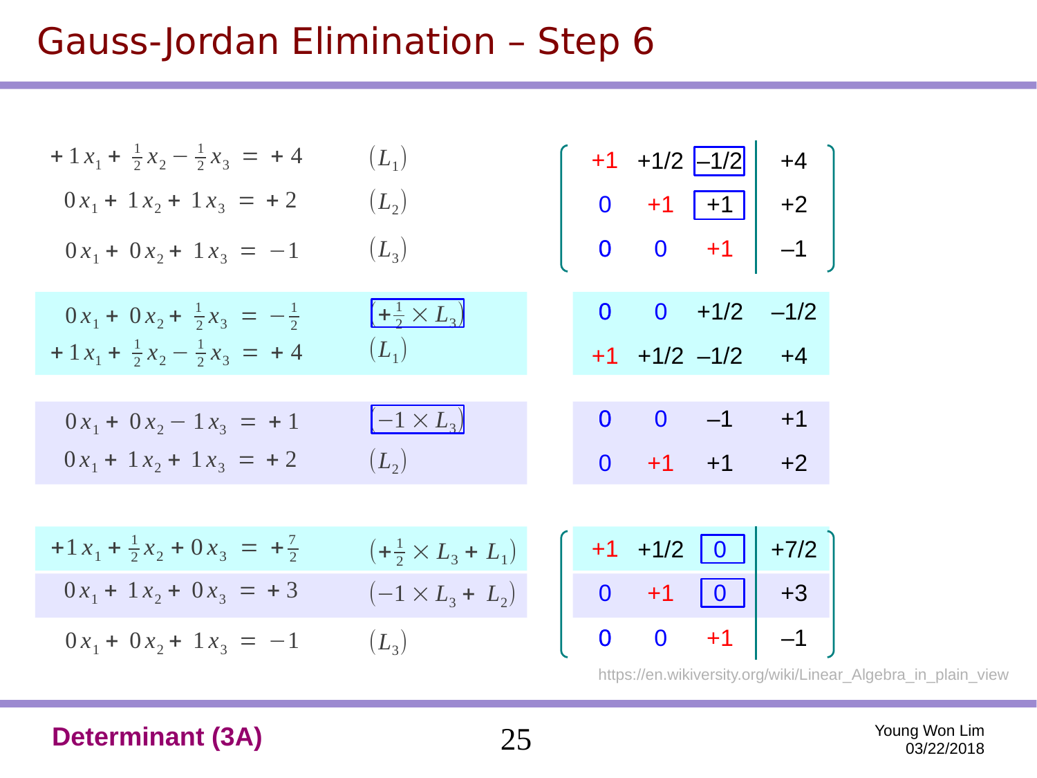# Gauss-Jordan Elimination – Step 6

$$+1x_1 + \tfrac{1}{2}x_2 - \tfrac{1}{2}x_3 = +4 \qquad (L_1)$$
$$0x_1 + 1x_2 + 1x_3 = +2 \qquad (L_2)$$
$$0x_1 + 0x_2 + 1x_3 = -1 \qquad (L_3)$$

$$\left[\begin{array}{ccc|c} +1 & +1/2 & -1/2 & +4 \\ 0 & +1 & +1 & +2 \\ 0 & 0 & +1 & -1 \end{array}\right]$$

$$0x_1 + 0x_2 + \tfrac{1}{2}x_3 = -\tfrac{1}{2} \qquad (+\tfrac{1}{2} \times L_3)$$
$$+1x_1 + \tfrac{1}{2}x_2 - \tfrac{1}{2}x_3 = +4 \qquad (L_1)$$

| | | | |
|---|---|---|---|
| 0 | 0 | +1/2 | –1/2 |
| +1 | +1/2 | –1/2 | +4 |

$$0x_1 + 0x_2 - 1x_3 = +1 \qquad (-1 \times L_3)$$
$$0x_1 + 1x_2 + 1x_3 = +2 \qquad (L_2)$$

| | | | |
|---|---|---|---|
| 0 | 0 | –1 | +1 |
| 0 | +1 | +1 | +2 |

$$+1x_1 + \tfrac{1}{2}x_2 + 0x_3 = +\tfrac{7}{2} \qquad (+\tfrac{1}{2} \times L_3 + L_1)$$
$$0x_1 + 1x_2 + 0x_3 = +3 \qquad (-1 \times L_3 + L_2)$$
$$0x_1 + 0x_2 + 1x_3 = -1 \qquad (L_3)$$

$$\left[\begin{array}{ccc|c} +1 & +1/2 & 0 & +7/2 \\ 0 & +1 & 0 & +3 \\ 0 & 0 & +1 & -1 \end{array}\right]$$

https://en.wikiversity.org/wiki/Linear_Algebra_in_plain_view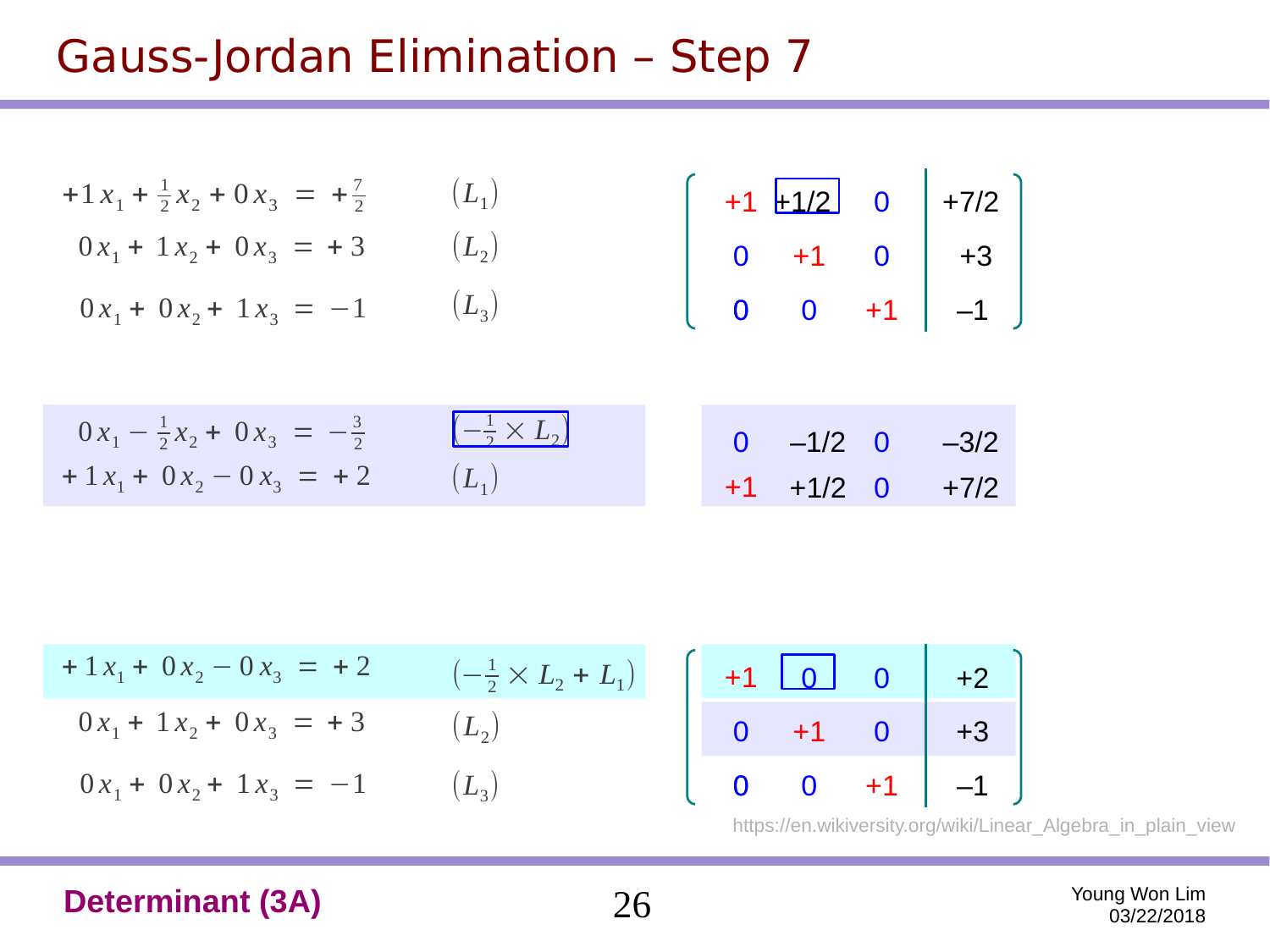# Gauss-Jordan Elimination – Step 7

$$+1x_1 + \tfrac{1}{2}x_2 + 0x_3 = +\tfrac{7}{2} \qquad (L_1)$$
$$0x_1 + 1x_2 + 0x_3 = +3 \qquad (L_2)$$
$$0x_1 + 0x_2 + 1x_3 = -1 \qquad (L_3)$$

$$\left[\begin{array}{ccc|c} +1 & +1/2 & 0 & +7/2 \\ 0 & +1 & 0 & +3 \\ 0 & 0 & +1 & -1 \end{array}\right]$$

$$0x_1 - \tfrac{1}{2}x_2 + 0x_3 = -\tfrac{3}{2} \qquad (-\tfrac{1}{2} \times L_2)$$
$$+1x_1 + 0x_2 - 0x_3 = +2 \qquad (L_1)$$

$$\begin{array}{cccc} 0 & -1/2 & 0 & -3/2 \\ +1 & +1/2 & 0 & +7/2 \end{array}$$

$$+1x_1 + 0x_2 - 0x_3 = +2 \qquad (-\tfrac{1}{2} \times L_2 + L_1)$$
$$0x_1 + 1x_2 + 0x_3 = +3 \qquad (L_2)$$
$$0x_1 + 0x_2 + 1x_3 = -1 \qquad (L_3)$$

$$\left[\begin{array}{ccc|c} +1 & 0 & 0 & +2 \\ 0 & +1 & 0 & +3 \\ 0 & 0 & +1 & -1 \end{array}\right]$$

https://en.wikiversity.org/wiki/Linear_Algebra_in_plain_view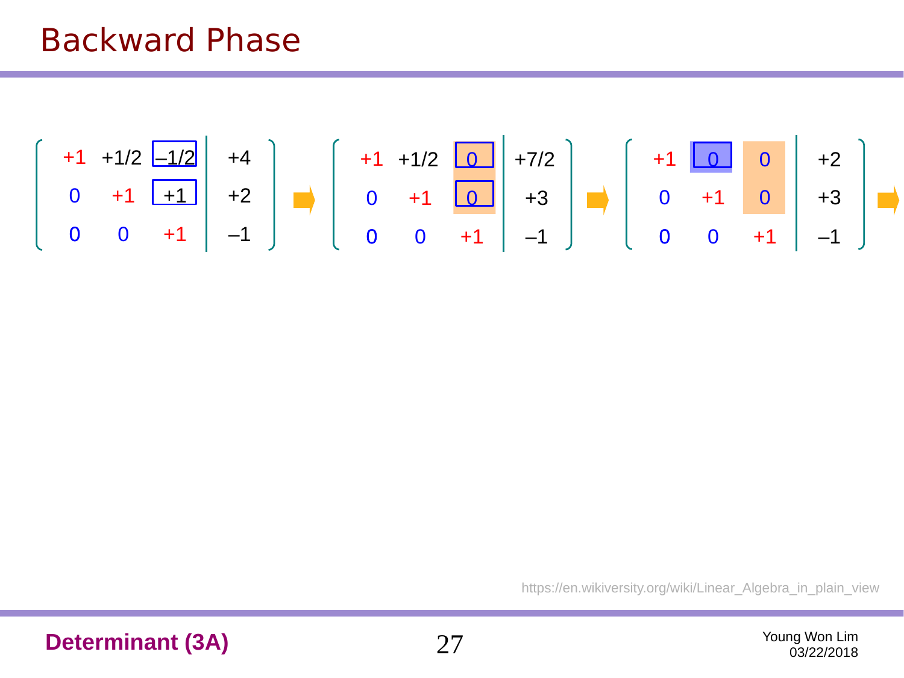# Backward Phase

$$
\left(\begin{array}{ccc|c}
+1 & +1/2 & -1/2 & +4 \\
0 & +1 & +1 & +2 \\
0 & 0 & +1 & -1
\end{array}\right)
\Rightarrow
\left(\begin{array}{ccc|c}
+1 & +1/2 & 0 & +7/2 \\
0 & +1 & 0 & +3 \\
0 & 0 & +1 & -1
\end{array}\right)
\Rightarrow
\left(\begin{array}{ccc|c}
+1 & 0 & 0 & +2 \\
0 & +1 & 0 & +3 \\
0 & 0 & +1 & -1
\end{array}\right)
\Rightarrow
$$

https://en.wikiversity.org/wiki/Linear_Algebra_in_plain_view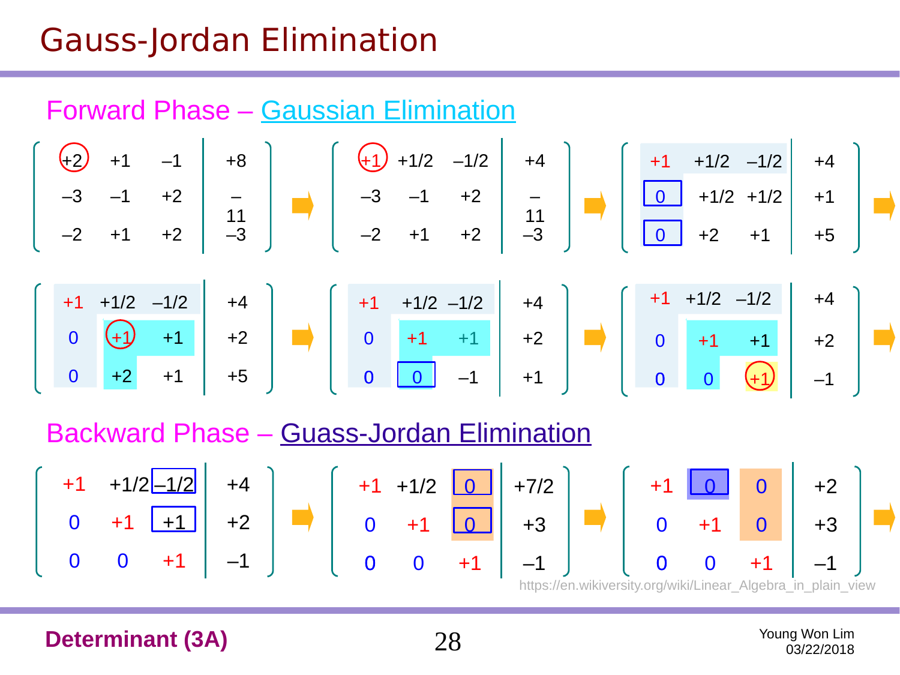# Gauss-Jordan Elimination

## Forward Phase – Gaussian Elimination

$$
\left[\begin{array}{ccc|c} +2 & +1 & -1 & +8 \\ -3 & -1 & +2 & -11 \\ -2 & +1 & +2 & -3 \end{array}\right]
\Rightarrow
\left[\begin{array}{ccc|c} +1 & +1/2 & -1/2 & +4 \\ -3 & -1 & +2 & -11 \\ -2 & +1 & +2 & -3 \end{array}\right]
\Rightarrow
\left[\begin{array}{ccc|c} +1 & +1/2 & -1/2 & +4 \\ 0 & +1/2 & +1/2 & +1 \\ 0 & +2 & +1 & +5 \end{array}\right]
\Rightarrow
$$

$$
\left[\begin{array}{ccc|c} +1 & +1/2 & -1/2 & +4 \\ 0 & +1 & +1 & +2 \\ 0 & +2 & +1 & +5 \end{array}\right]
\Rightarrow
\left[\begin{array}{ccc|c} +1 & +1/2 & -1/2 & +4 \\ 0 & +1 & +1 & +2 \\ 0 & 0 & -1 & +1 \end{array}\right]
\Rightarrow
\left[\begin{array}{ccc|c} +1 & +1/2 & -1/2 & +4 \\ 0 & +1 & +1 & +2 \\ 0 & 0 & +1 & -1 \end{array}\right]
\Rightarrow
$$

## Backward Phase – Guass-Jordan Elimination

$$
\left[\begin{array}{ccc|c} +1 & +1/2 & -1/2 & +4 \\ 0 & +1 & +1 & +2 \\ 0 & 0 & +1 & -1 \end{array}\right]
\Rightarrow
\left[\begin{array}{ccc|c} +1 & +1/2 & 0 & +7/2 \\ 0 & +1 & 0 & +3 \\ 0 & 0 & +1 & -1 \end{array}\right]
\Rightarrow
\left[\begin{array}{ccc|c} +1 & 0 & 0 & +2 \\ 0 & +1 & 0 & +3 \\ 0 & 0 & +1 & -1 \end{array}\right]
\Rightarrow
$$

https://en.wikiversity.org/wiki/Linear_Algebra_in_plain_view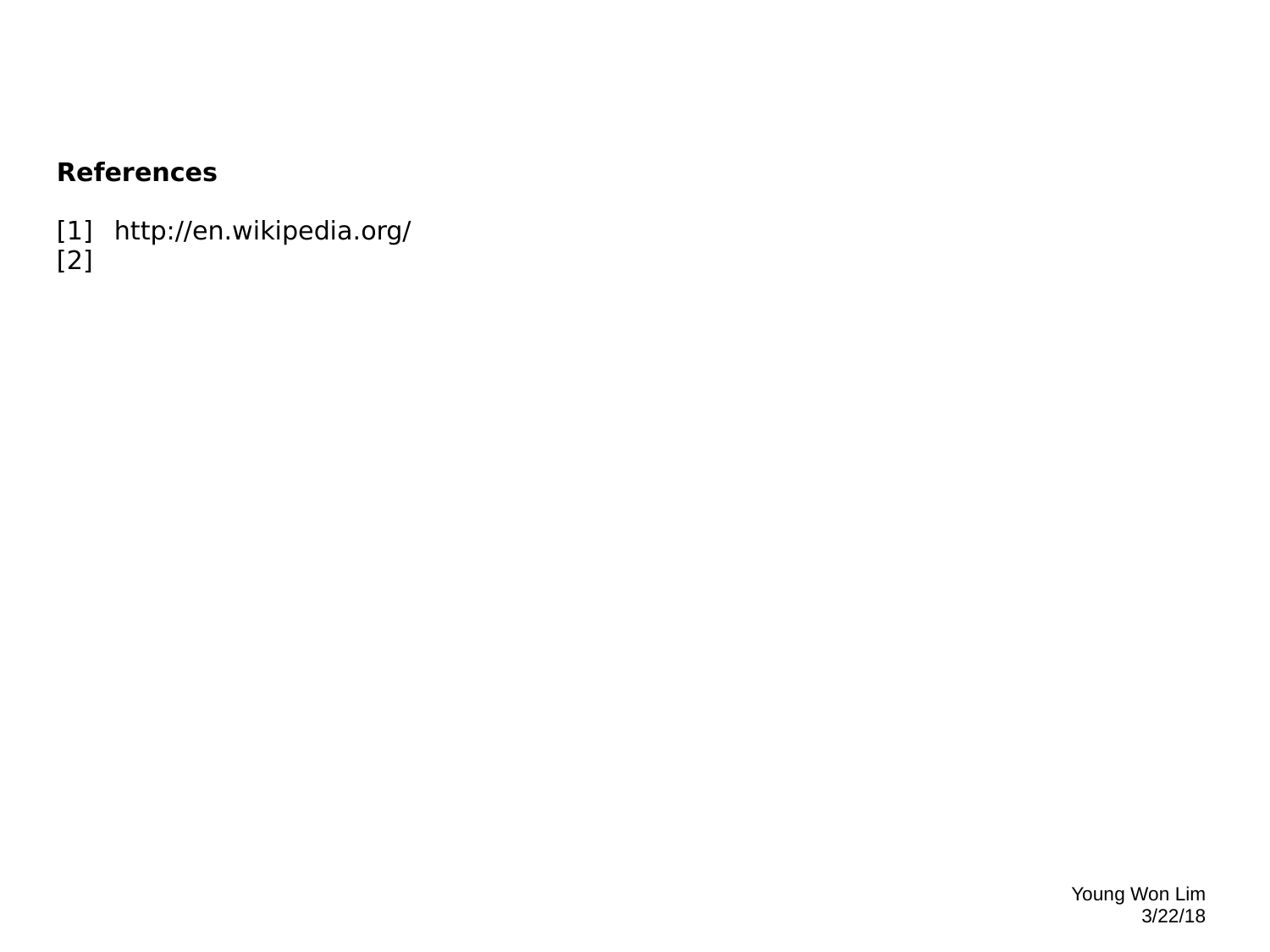## References

[1] http://en.wikipedia.org/
[2]